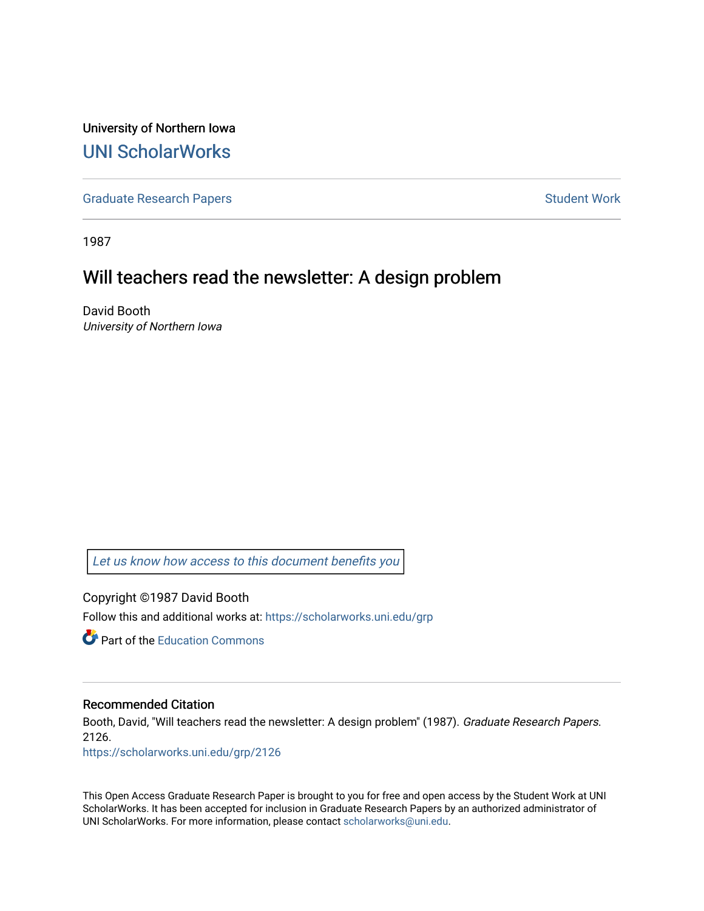University of Northern Iowa

# UNI ScholarWorks

Graduate Research Papers

Student Work

1987

## Will teachers read the newsletter: A design problem

David Booth

*University of Northern Iowa*

*Let us know how access to this document benefits you*

Copyright ©1987 David Booth

Follow this and additional works at: https://scholarworks.uni.edu/grp

Part of the Education Commons

### Recommended Citation

Booth, David, "Will teachers read the newsletter: A design problem" (1987). *Graduate Research Papers*. 2126.

https://scholarworks.uni.edu/grp/2126

This Open Access Graduate Research Paper is brought to you for free and open access by the Student Work at UNI ScholarWorks. It has been accepted for inclusion in Graduate Research Papers by an authorized administrator of UNI ScholarWorks. For more information, please contact scholarworks@uni.edu.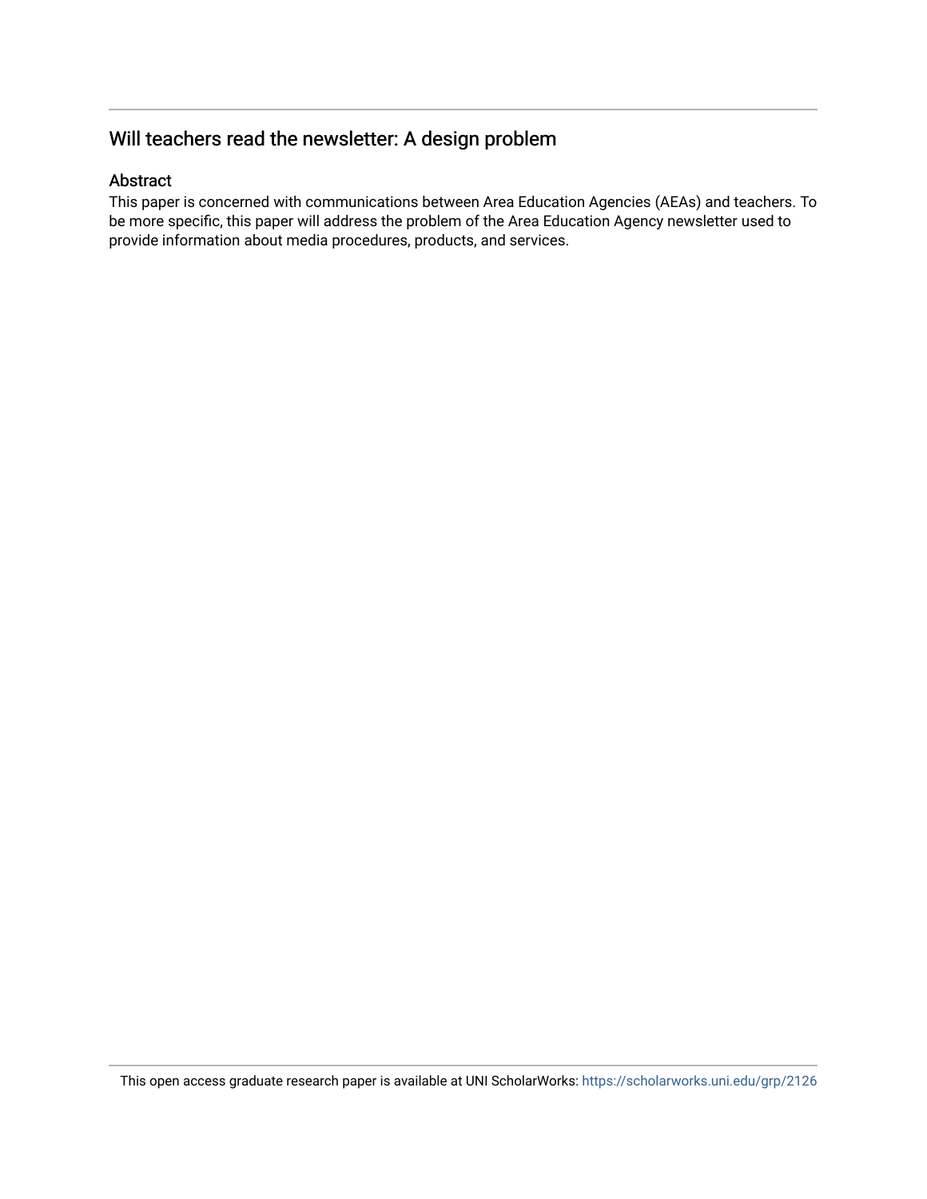## Will teachers read the newsletter: A design problem

### Abstract

This paper is concerned with communications between Area Education Agencies (AEAs) and teachers. To be more specific, this paper will address the problem of the Area Education Agency newsletter used to provide information about media procedures, products, and services.

This open access graduate research paper is available at UNI ScholarWorks: https://scholarworks.uni.edu/grp/2126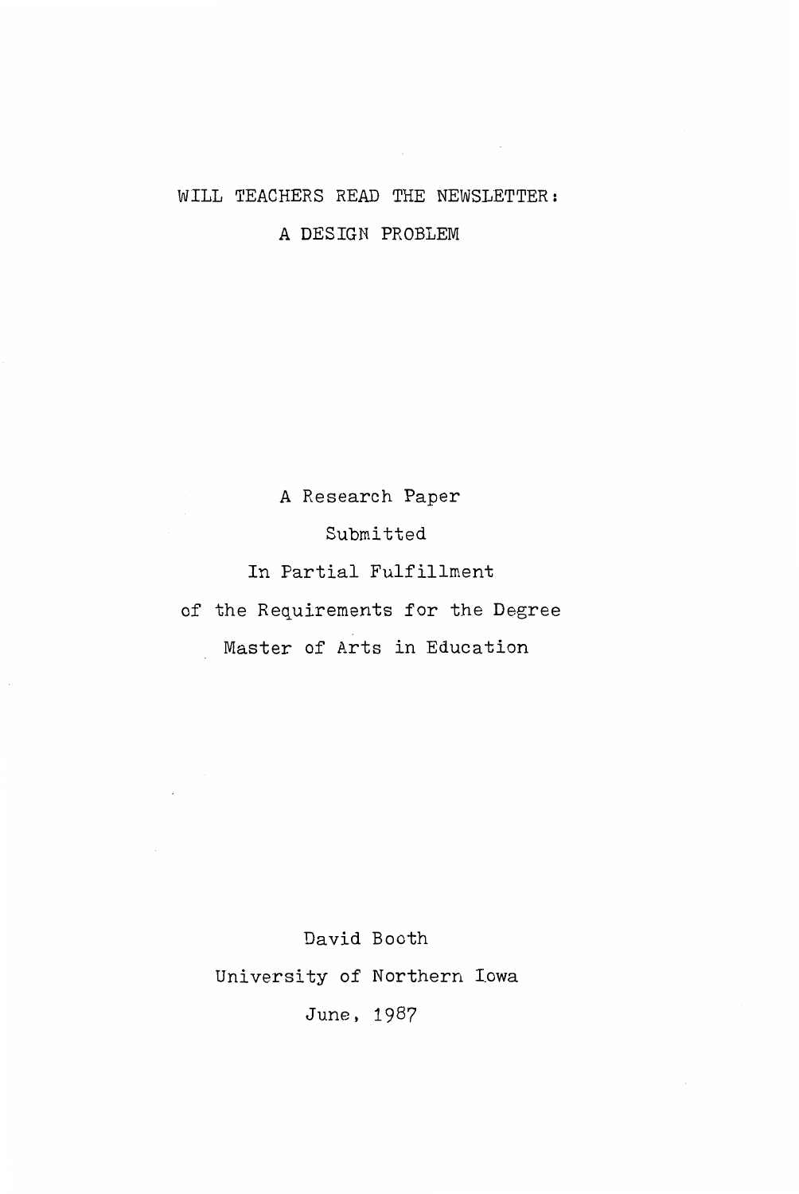# WILL TEACHERS READ THE NEWSLETTER: A DESIGN PROBLEM

A Research Paper

Submitted

In Partial Fulfillment

of the Requirements for the Degree

Master of Arts in Education

David Booth

University of Northern Iowa

June, 1987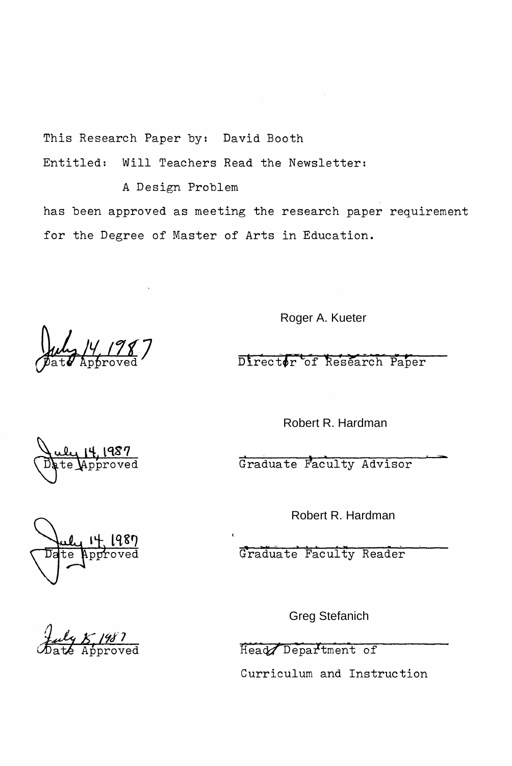This Research Paper by: David Booth

Entitled: Will Teachers Read the Newsletter:

A Design Problem

has been approved as meeting the research paper requirement for the Degree of Master of Arts in Education.

July 14, 1987
Date Approved

Roger A. Kueter
Director of Research Paper

July 14, 1987
Date Approved

Robert R. Hardman
Graduate Faculty Advisor

July 14, 1987
Date Approved

Robert R. Hardman
Graduate Faculty Reader

July 15, 1987
Date Approved

Greg Stefanich
Head, Department of Curriculum and Instruction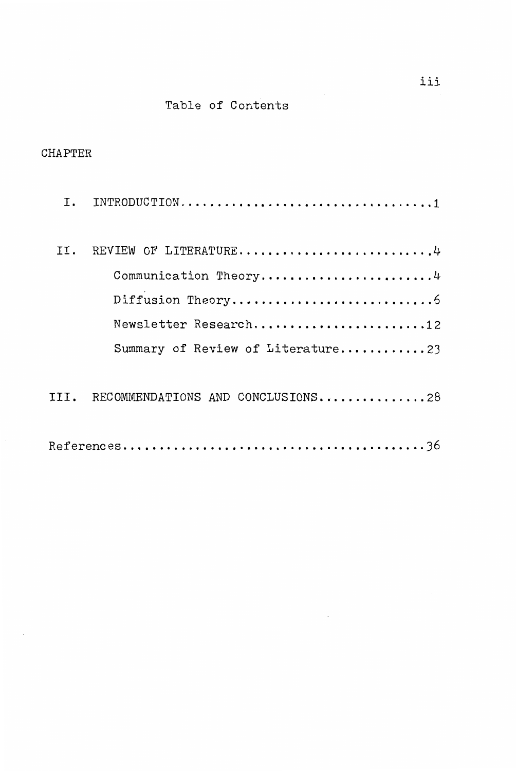# Table of Contents

CHAPTER

I. INTRODUCTION..................................1

II. REVIEW OF LITERATURE..........................4

Communication Theory......................4

Diffusion Theory...........................6

Newsletter Research.......................12

Summary of Review of Literature...........23

III. RECOMMENDATIONS AND CONCLUSIONS...............28

References.........................................36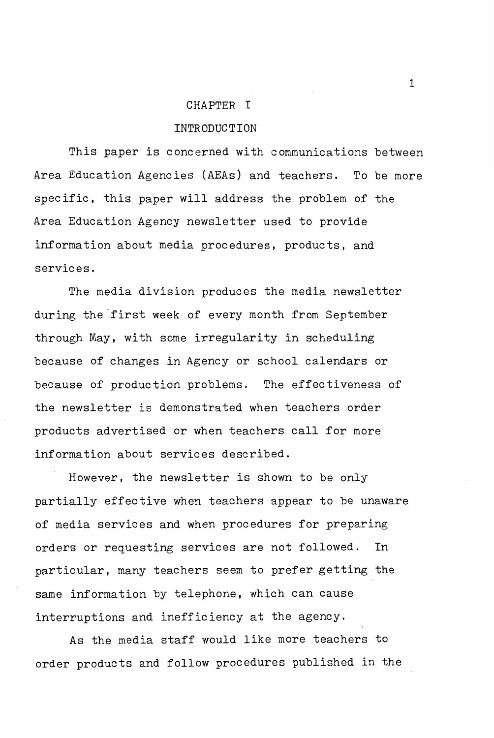# CHAPTER I

## INTRODUCTION

This paper is concerned with communications between Area Education Agencies (AEAs) and teachers. To be more specific, this paper will address the problem of the Area Education Agency newsletter used to provide information about media procedures, products, and services.

The media division produces the media newsletter during the first week of every month from September through May, with some irregularity in scheduling because of changes in Agency or school calendars or because of production problems. The effectiveness of the newsletter is demonstrated when teachers order products advertised or when teachers call for more information about services described.

However, the newsletter is shown to be only partially effective when teachers appear to be unaware of media services and when procedures for preparing orders or requesting services are not followed. In particular, many teachers seem to prefer getting the same information by telephone, which can cause interruptions and inefficiency at the agency.

As the media staff would like more teachers to order products and follow procedures published in the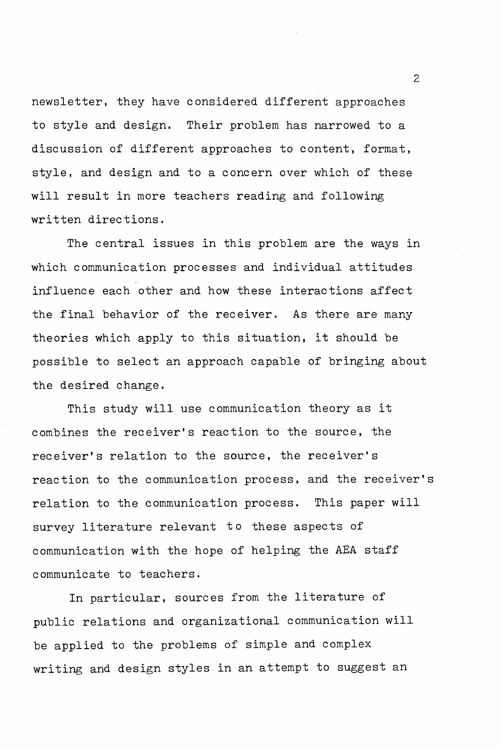newsletter, they have considered different approaches to style and design. Their problem has narrowed to a discussion of different approaches to content, format, style, and design and to a concern over which of these will result in more teachers reading and following written directions.

The central issues in this problem are the ways in which communication processes and individual attitudes influence each other and how these interactions affect the final behavior of the receiver. As there are many theories which apply to this situation, it should be possible to select an approach capable of bringing about the desired change.

This study will use communication theory as it combines the receiver's reaction to the source, the receiver's relation to the source, the receiver's reaction to the communication process, and the receiver's relation to the communication process. This paper will survey literature relevant to these aspects of communication with the hope of helping the AEA staff communicate to teachers.

In particular, sources from the literature of public relations and organizational communication will be applied to the problems of simple and complex writing and design styles in an attempt to suggest an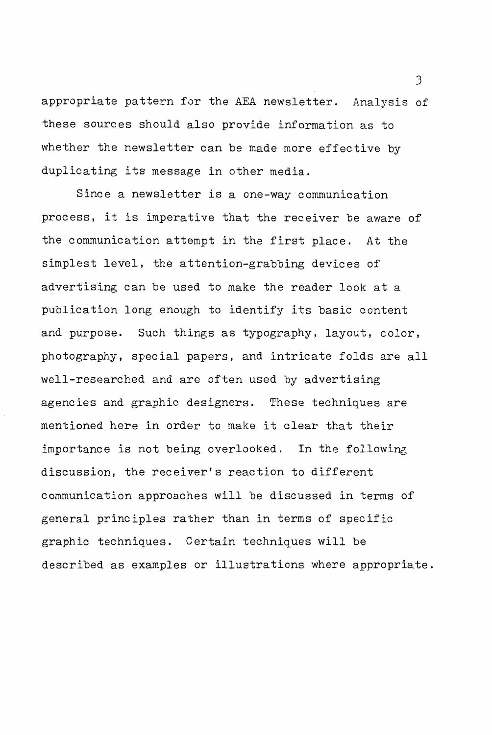appropriate pattern for the AEA newsletter. Analysis of these sources should also provide information as to whether the newsletter can be made more effective by duplicating its message in other media.

Since a newsletter is a one-way communication process, it is imperative that the receiver be aware of the communication attempt in the first place. At the simplest level, the attention-grabbing devices of advertising can be used to make the reader look at a publication long enough to identify its basic content and purpose. Such things as typography, layout, color, photography, special papers, and intricate folds are all well-researched and are often used by advertising agencies and graphic designers. These techniques are mentioned here in order to make it clear that their importance is not being overlooked. In the following discussion, the receiver's reaction to different communication approaches will be discussed in terms of general principles rather than in terms of specific graphic techniques. Certain techniques will be described as examples or illustrations where appropriate.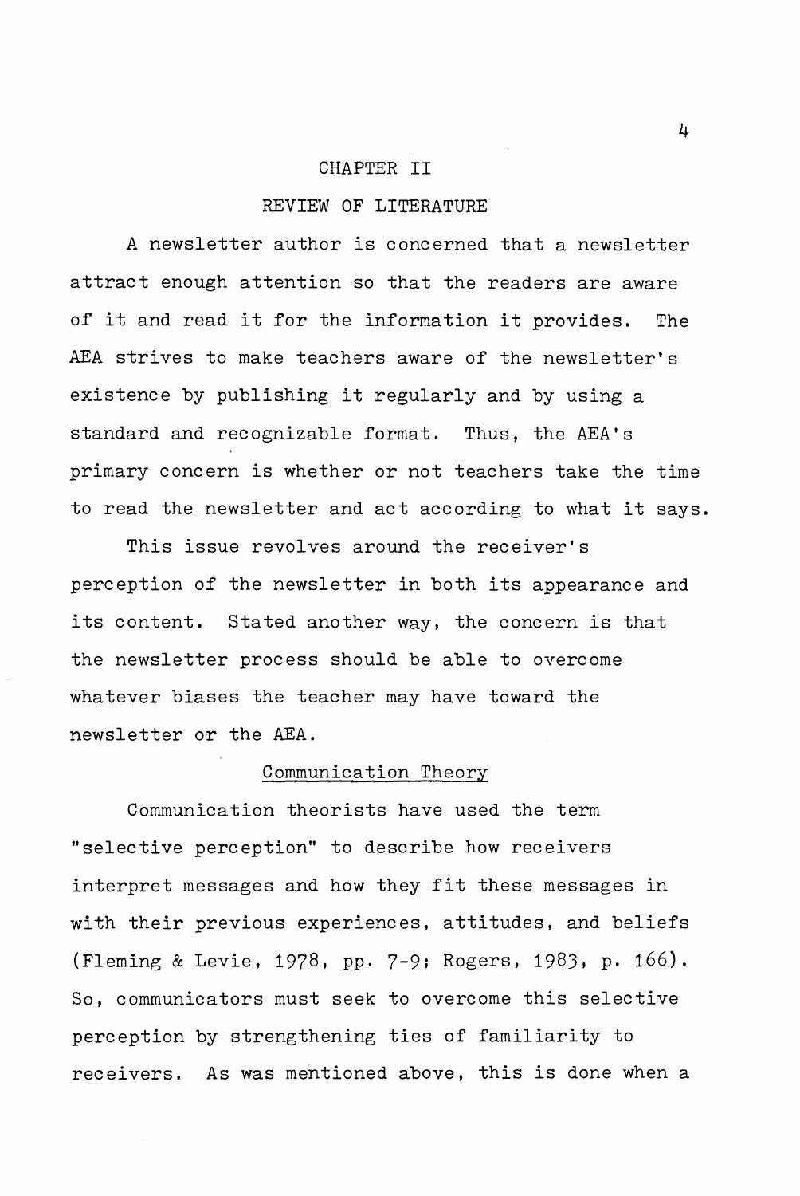# CHAPTER II

# REVIEW OF LITERATURE

A newsletter author is concerned that a newsletter attract enough attention so that the readers are aware of it and read it for the information it provides. The AEA strives to make teachers aware of the newsletter's existence by publishing it regularly and by using a standard and recognizable format. Thus, the AEA's primary concern is whether or not teachers take the time to read the newsletter and act according to what it says.

This issue revolves around the receiver's perception of the newsletter in both its appearance and its content. Stated another way, the concern is that the newsletter process should be able to overcome whatever biases the teacher may have toward the newsletter or the AEA.

## Communication Theory

Communication theorists have used the term "selective perception" to describe how receivers interpret messages and how they fit these messages in with their previous experiences, attitudes, and beliefs (Fleming & Levie, 1978, pp. 7-9; Rogers, 1983, p. 166). So, communicators must seek to overcome this selective perception by strengthening ties of familiarity to receivers. As was mentioned above, this is done when a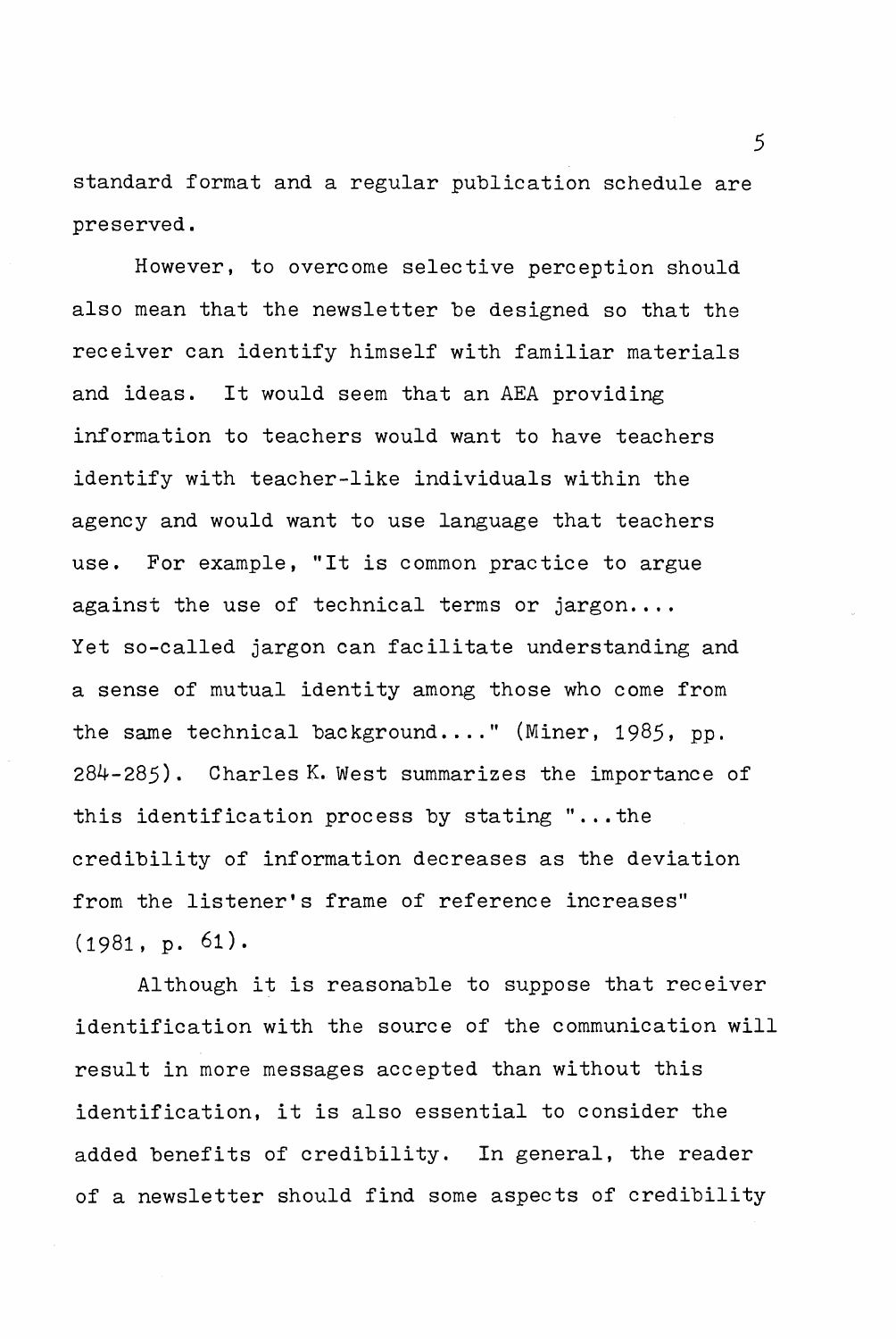standard format and a regular publication schedule are preserved.

However, to overcome selective perception should also mean that the newsletter be designed so that the receiver can identify himself with familiar materials and ideas. It would seem that an AEA providing information to teachers would want to have teachers identify with teacher-like individuals within the agency and would want to use language that teachers use. For example, "It is common practice to argue against the use of technical terms or jargon.... Yet so-called jargon can facilitate understanding and a sense of mutual identity among those who come from the same technical background...." (Miner, 1985, pp. 284-285). Charles K. West summarizes the importance of this identification process by stating "...the credibility of information decreases as the deviation from the listener's frame of reference increases" (1981, p. 61).

Although it is reasonable to suppose that receiver identification with the source of the communication will result in more messages accepted than without this identification, it is also essential to consider the added benefits of credibility. In general, the reader of a newsletter should find some aspects of credibility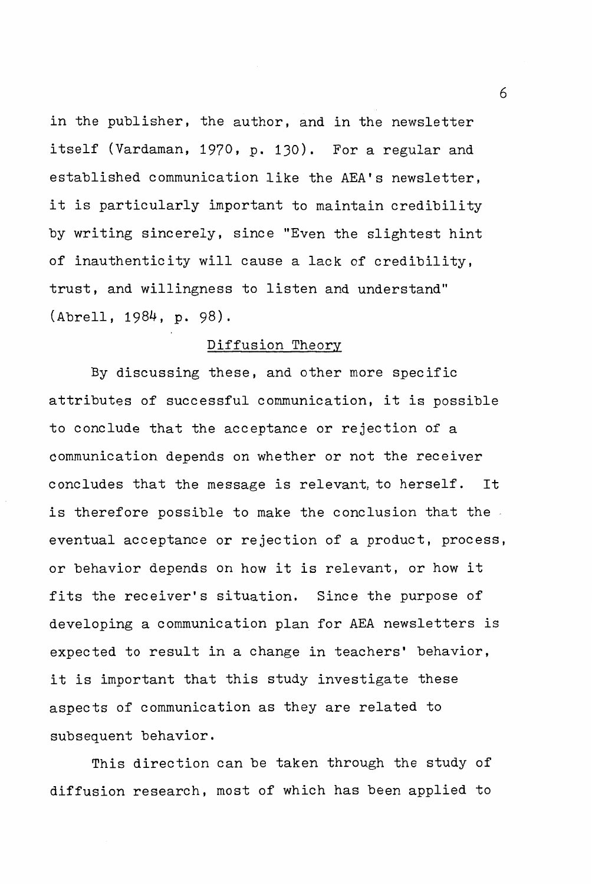in the publisher, the author, and in the newsletter itself (Vardaman, 1970, p. 130). For a regular and established communication like the AEA's newsletter, it is particularly important to maintain credibility by writing sincerely, since "Even the slightest hint of inauthenticity will cause a lack of credibility, trust, and willingness to listen and understand" (Abrell, 1984, p. 98).

## Diffusion Theory

By discussing these, and other more specific attributes of successful communication, it is possible to conclude that the acceptance or rejection of a communication depends on whether or not the receiver concludes that the message is relevant to herself. It is therefore possible to make the conclusion that the eventual acceptance or rejection of a product, process, or behavior depends on how it is relevant, or how it fits the receiver's situation. Since the purpose of developing a communication plan for AEA newsletters is expected to result in a change in teachers' behavior, it is important that this study investigate these aspects of communication as they are related to subsequent behavior.

This direction can be taken through the study of diffusion research, most of which has been applied to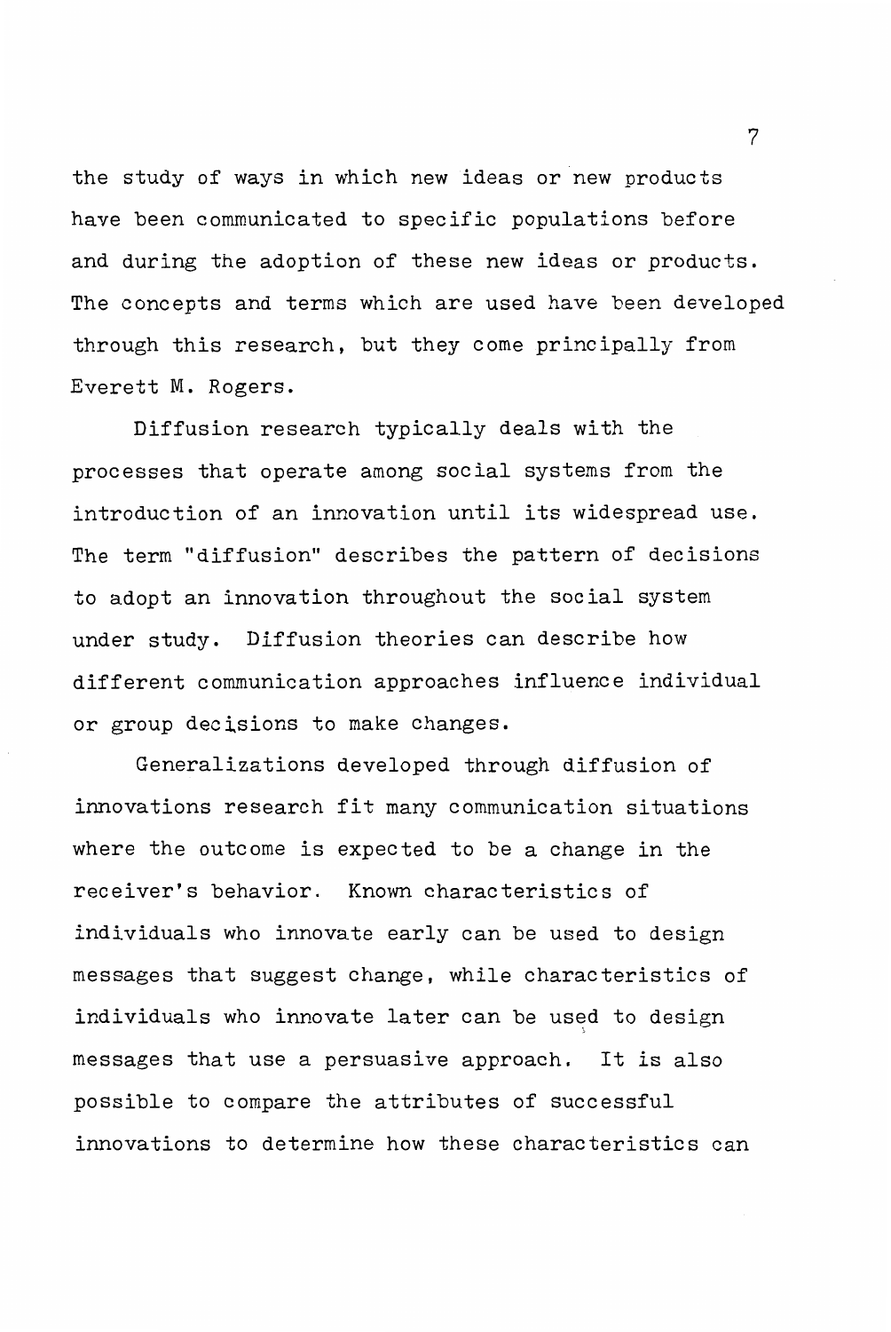the study of ways in which new ideas or new products have been communicated to specific populations before and during the adoption of these new ideas or products. The concepts and terms which are used have been developed through this research, but they come principally from Everett M. Rogers.

Diffusion research typically deals with the processes that operate among social systems from the introduction of an innovation until its widespread use. The term "diffusion" describes the pattern of decisions to adopt an innovation throughout the social system under study. Diffusion theories can describe how different communication approaches influence individual or group decisions to make changes.

Generalizations developed through diffusion of innovations research fit many communication situations where the outcome is expected to be a change in the receiver's behavior. Known characteristics of individuals who innovate early can be used to design messages that suggest change, while characteristics of individuals who innovate later can be used to design messages that use a persuasive approach. It is also possible to compare the attributes of successful innovations to determine how these characteristics can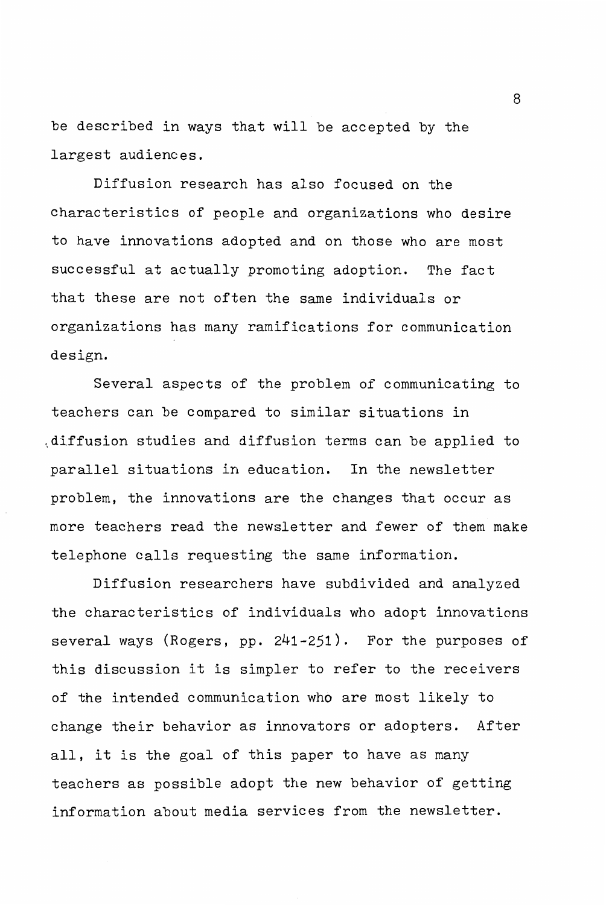be described in ways that will be accepted by the largest audiences.

Diffusion research has also focused on the characteristics of people and organizations who desire to have innovations adopted and on those who are most successful at actually promoting adoption. The fact that these are not often the same individuals or organizations has many ramifications for communication design.

Several aspects of the problem of communicating to teachers can be compared to similar situations in diffusion studies and diffusion terms can be applied to parallel situations in education. In the newsletter problem, the innovations are the changes that occur as more teachers read the newsletter and fewer of them make telephone calls requesting the same information.

Diffusion researchers have subdivided and analyzed the characteristics of individuals who adopt innovations several ways (Rogers, pp. 241-251). For the purposes of this discussion it is simpler to refer to the receivers of the intended communication who are most likely to change their behavior as innovators or adopters. After all, it is the goal of this paper to have as many teachers as possible adopt the new behavior of getting information about media services from the newsletter.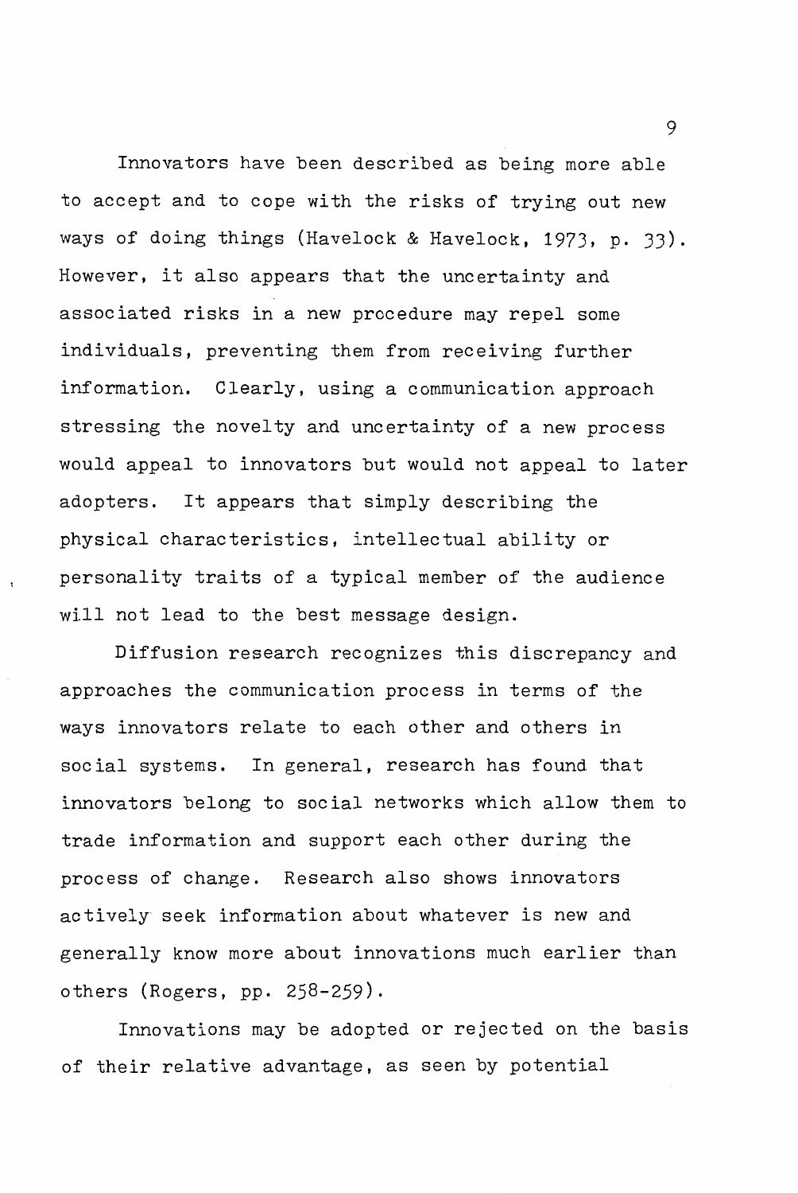Innovators have been described as being more able to accept and to cope with the risks of trying out new ways of doing things (Havelock & Havelock, 1973, p. 33). However, it also appears that the uncertainty and associated risks in a new procedure may repel some individuals, preventing them from receiving further information. Clearly, using a communication approach stressing the novelty and uncertainty of a new process would appeal to innovators but would not appeal to later adopters. It appears that simply describing the physical characteristics, intellectual ability or personality traits of a typical member of the audience will not lead to the best message design.

Diffusion research recognizes this discrepancy and approaches the communication process in terms of the ways innovators relate to each other and others in social systems. In general, research has found that innovators belong to social networks which allow them to trade information and support each other during the process of change. Research also shows innovators actively seek information about whatever is new and generally know more about innovations much earlier than others (Rogers, pp. 258-259).

Innovations may be adopted or rejected on the basis of their relative advantage, as seen by potential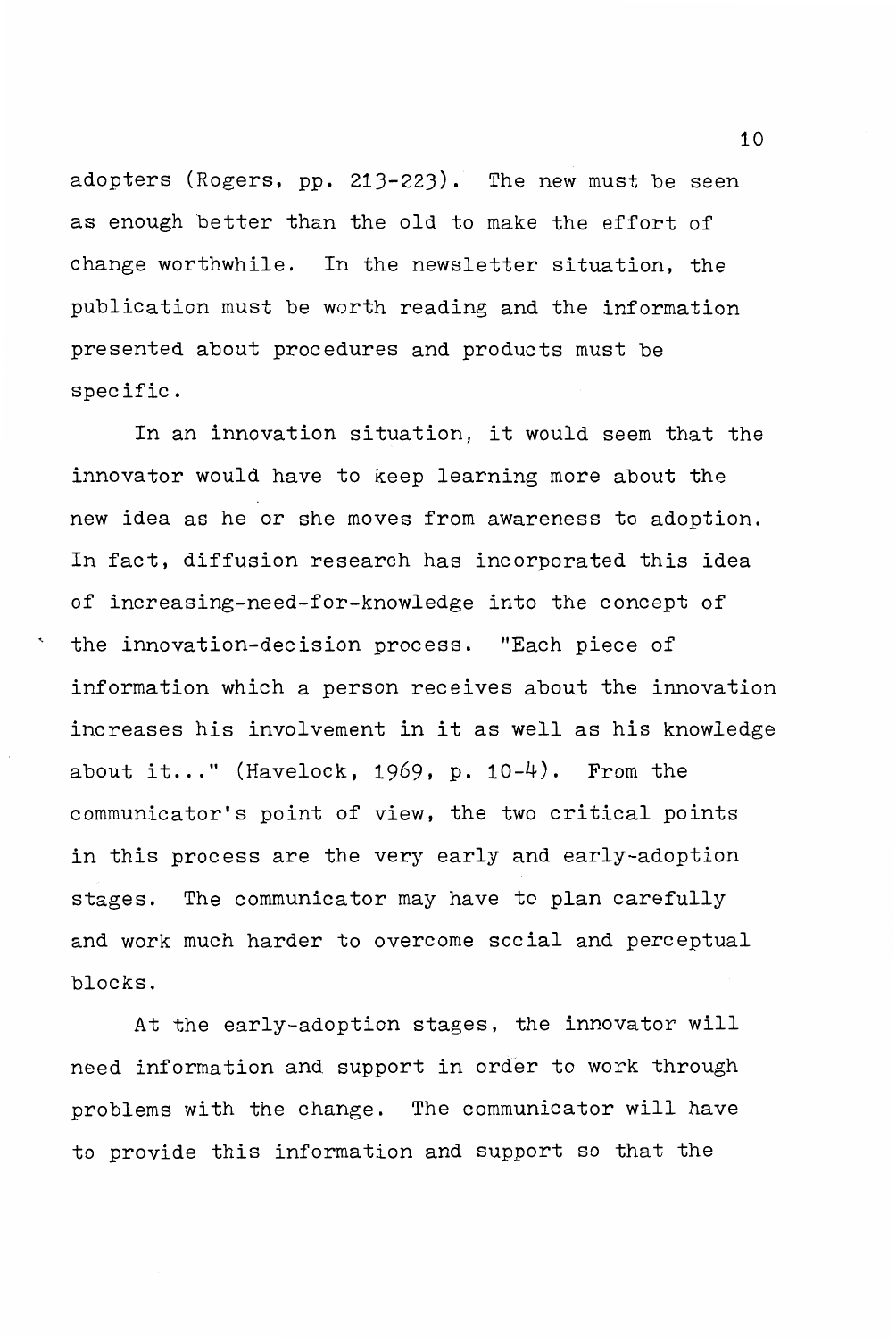adopters (Rogers, pp. 213-223). The new must be seen as enough better than the old to make the effort of change worthwhile. In the newsletter situation, the publication must be worth reading and the information presented about procedures and products must be specific.

In an innovation situation, it would seem that the innovator would have to keep learning more about the new idea as he or she moves from awareness to adoption. In fact, diffusion research has incorporated this idea of increasing-need-for-knowledge into the concept of the innovation-decision process. "Each piece of information which a person receives about the innovation increases his involvement in it as well as his knowledge about it..." (Havelock, 1969, p. 10-4). From the communicator's point of view, the two critical points in this process are the very early and early-adoption stages. The communicator may have to plan carefully and work much harder to overcome social and perceptual blocks.

At the early-adoption stages, the innovator will need information and support in order to work through problems with the change. The communicator will have to provide this information and support so that the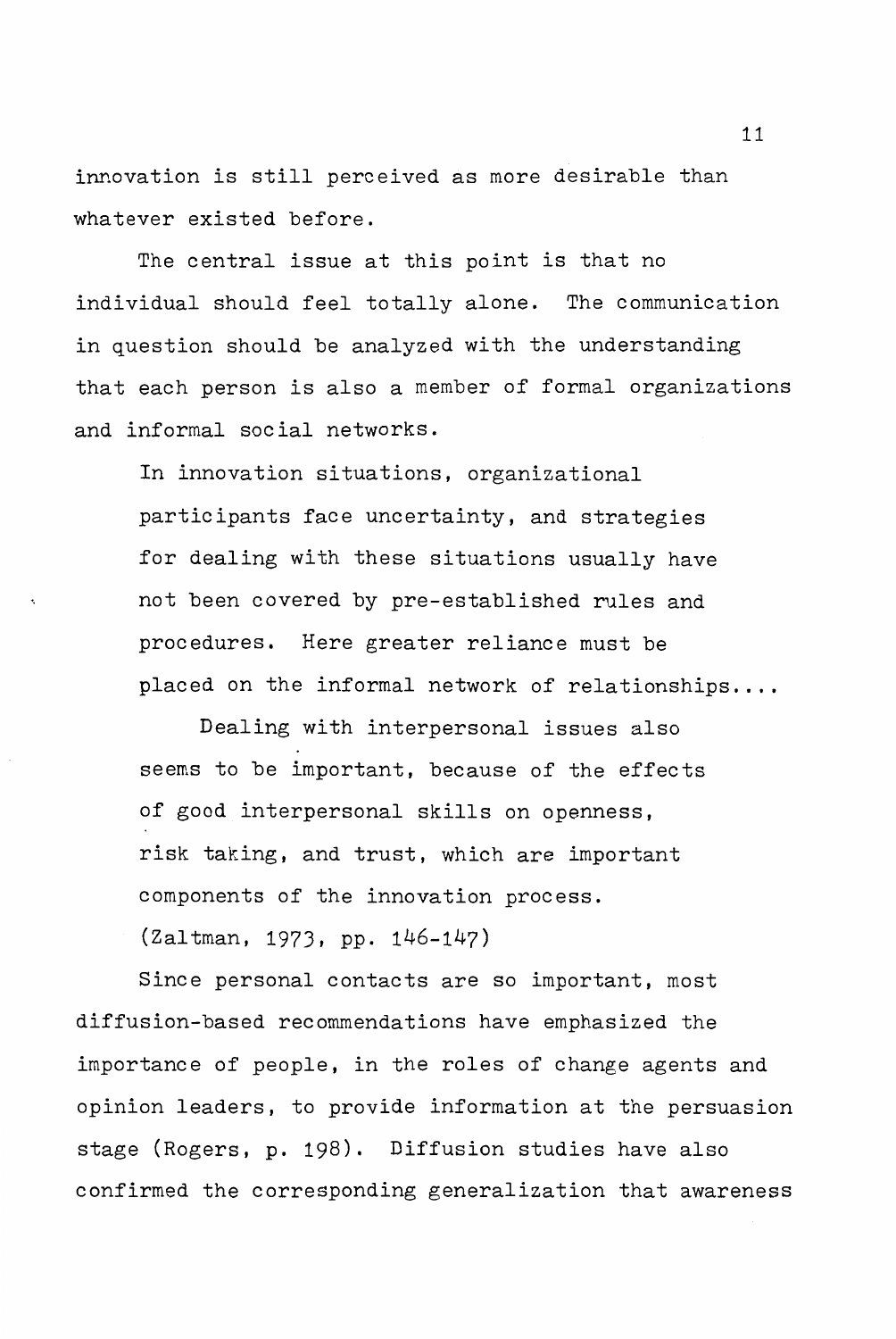innovation is still perceived as more desirable than whatever existed before.

The central issue at this point is that no individual should feel totally alone. The communication in question should be analyzed with the understanding that each person is also a member of formal organizations and informal social networks.

> In innovation situations, organizational participants face uncertainty, and strategies for dealing with these situations usually have not been covered by pre-established rules and procedures. Here greater reliance must be placed on the informal network of relationships....
>
> Dealing with interpersonal issues also seems to be important, because of the effects of good interpersonal skills on openness, risk taking, and trust, which are important components of the innovation process. (Zaltman, 1973, pp. 146-147)

Since personal contacts are so important, most diffusion-based recommendations have emphasized the importance of people, in the roles of change agents and opinion leaders, to provide information at the persuasion stage (Rogers, p. 198). Diffusion studies have also confirmed the corresponding generalization that awareness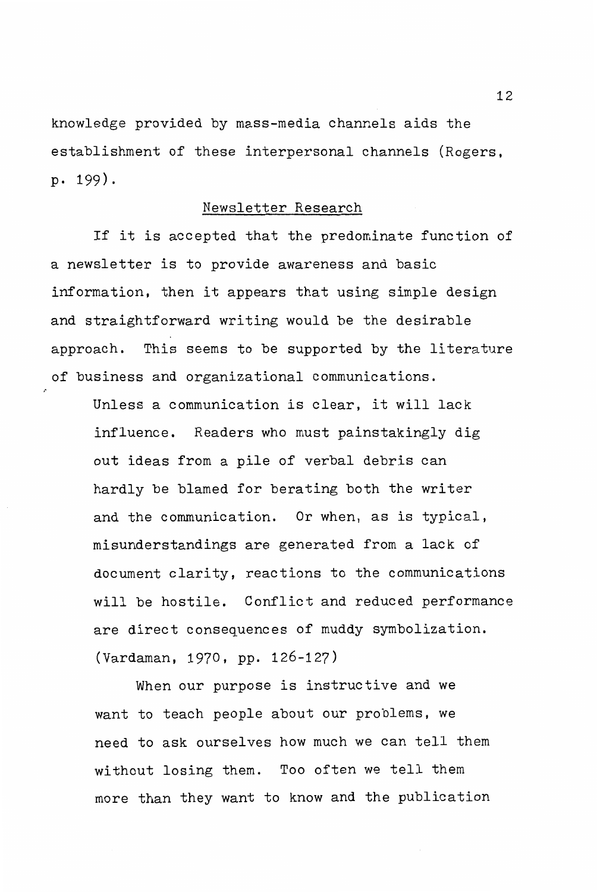knowledge provided by mass-media channels aids the establishment of these interpersonal channels (Rogers, p. 199).

## Newsletter Research

If it is accepted that the predominate function of a newsletter is to provide awareness and basic information, then it appears that using simple design and straightforward writing would be the desirable approach. This seems to be supported by the literature of business and organizational communications.

> Unless a communication is clear, it will lack influence. Readers who must painstakingly dig out ideas from a pile of verbal debris can hardly be blamed for berating both the writer and the communication. Or when, as is typical, misunderstandings are generated from a lack of document clarity, reactions to the communications will be hostile. Conflict and reduced performance are direct consequences of muddy symbolization. (Vardaman, 1970, pp. 126-127)
>
> When our purpose is instructive and we want to teach people about our problems, we need to ask ourselves how much we can tell them without losing them. Too often we tell them more than they want to know and the publication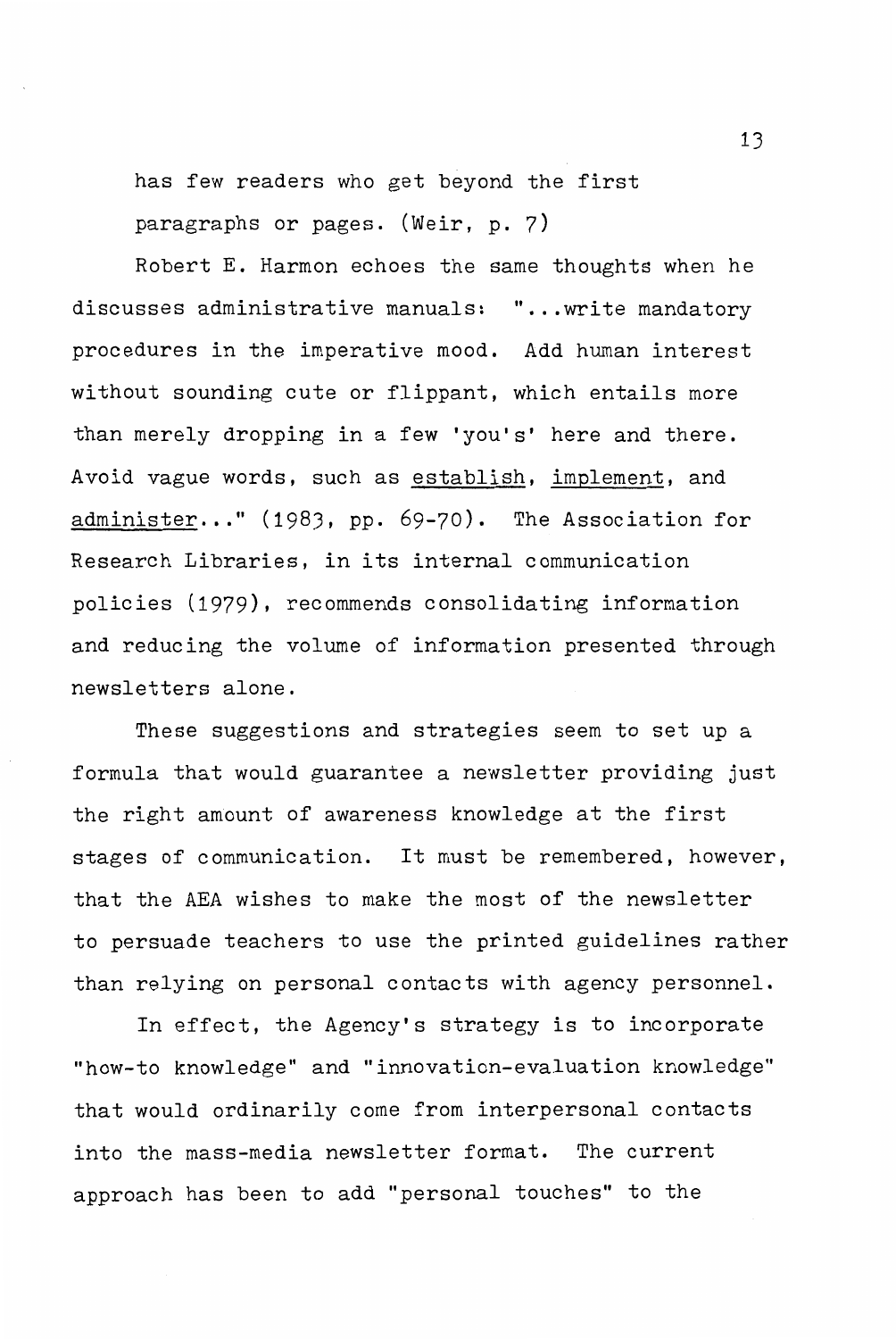has few readers who get beyond the first
paragraphs or pages. (Weir, p. 7)

Robert E. Harmon echoes the same thoughts when he discusses administrative manuals: "...write mandatory procedures in the imperative mood. Add human interest without sounding cute or flippant, which entails more than merely dropping in a few 'you's' here and there. Avoid vague words, such as <u>establish</u>, <u>implement</u>, and <u>administer</u>..." (1983, pp. 69-70). The Association for Research Libraries, in its internal communication policies (1979), recommends consolidating information and reducing the volume of information presented through newsletters alone.

These suggestions and strategies seem to set up a formula that would guarantee a newsletter providing just the right amount of awareness knowledge at the first stages of communication. It must be remembered, however, that the AEA wishes to make the most of the newsletter to persuade teachers to use the printed guidelines rather than relying on personal contacts with agency personnel.

In effect, the Agency's strategy is to incorporate "how-to knowledge" and "innovation-evaluation knowledge" that would ordinarily come from interpersonal contacts into the mass-media newsletter format. The current approach has been to add "personal touches" to the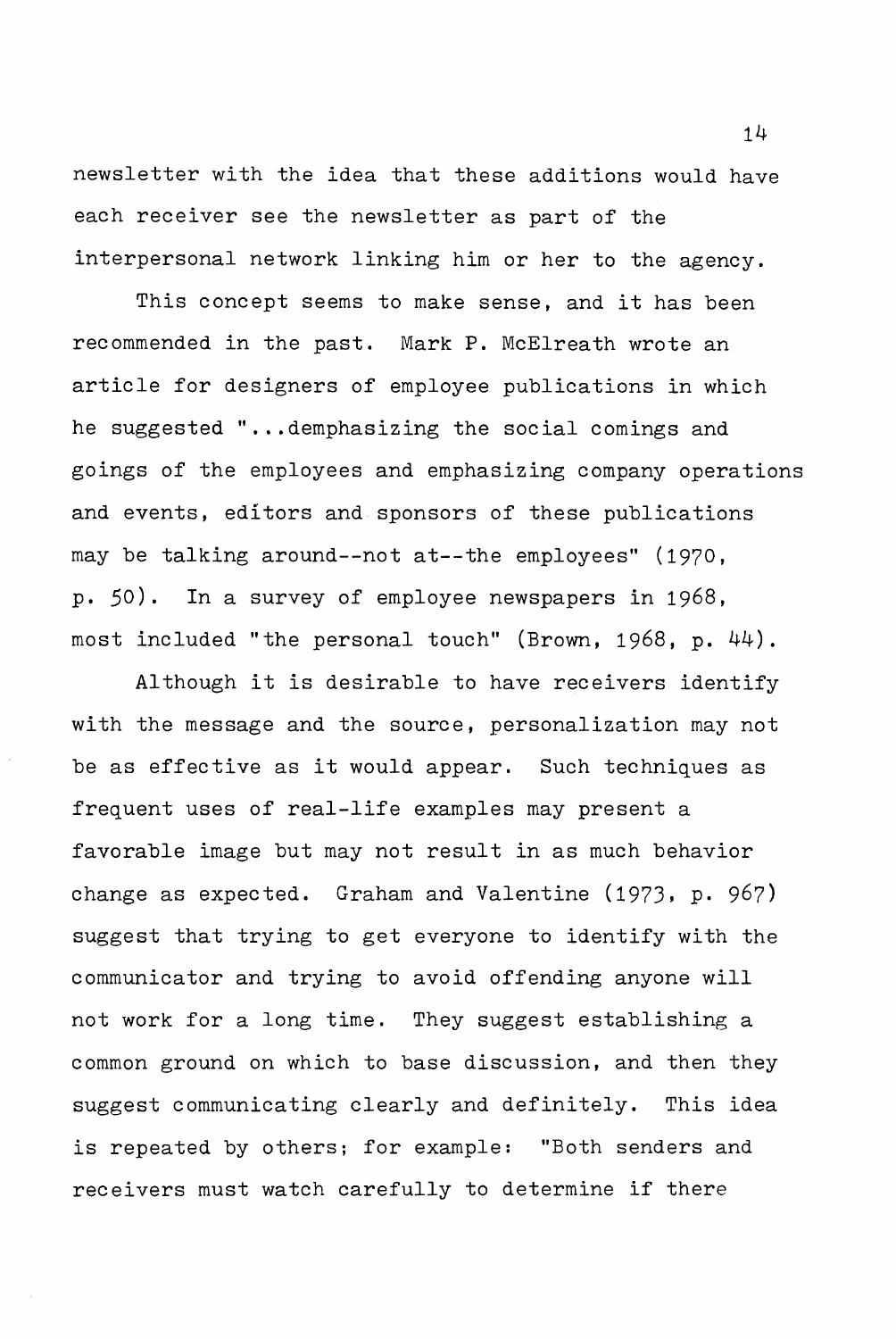newsletter with the idea that these additions would have each receiver see the newsletter as part of the interpersonal network linking him or her to the agency.

This concept seems to make sense, and it has been recommended in the past. Mark P. McElreath wrote an article for designers of employee publications in which he suggested "...demphasizing the social comings and goings of the employees and emphasizing company operations and events, editors and sponsors of these publications may be talking around--not at--the employees" (1970, p. 50). In a survey of employee newspapers in 1968, most included "the personal touch" (Brown, 1968, p. 44).

Although it is desirable to have receivers identify with the message and the source, personalization may not be as effective as it would appear. Such techniques as frequent uses of real-life examples may present a favorable image but may not result in as much behavior change as expected. Graham and Valentine (1973, p. 967) suggest that trying to get everyone to identify with the communicator and trying to avoid offending anyone will not work for a long time. They suggest establishing a common ground on which to base discussion, and then they suggest communicating clearly and definitely. This idea is repeated by others; for example: "Both senders and receivers must watch carefully to determine if there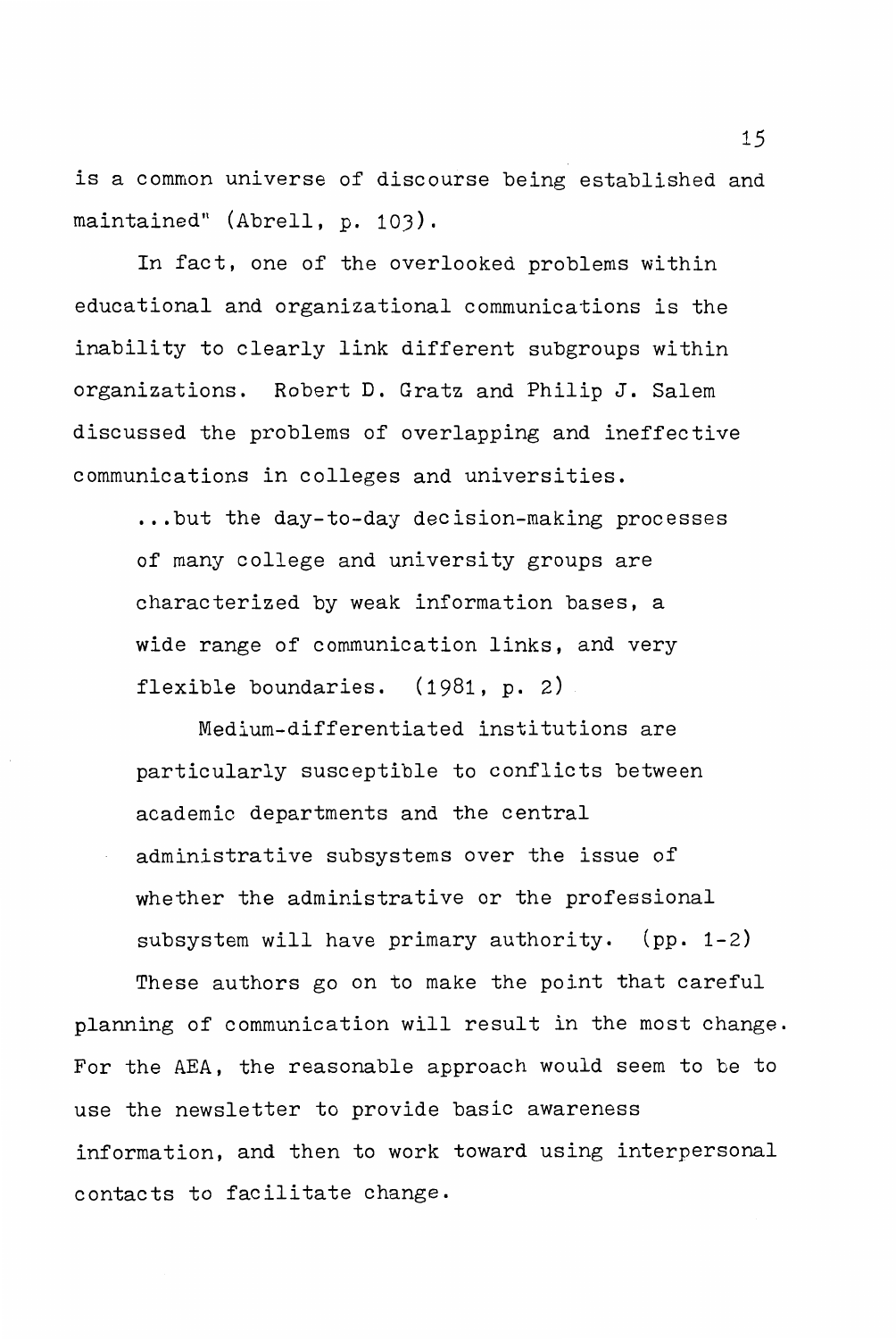is a common universe of discourse being established and maintained" (Abrell, p. 103).

In fact, one of the overlooked problems within educational and organizational communications is the inability to clearly link different subgroups within organizations. Robert D. Gratz and Philip J. Salem discussed the problems of overlapping and ineffective communications in colleges and universities.

> ...but the day-to-day decision-making processes of many college and university groups are characterized by weak information bases, a wide range of communication links, and very flexible boundaries. (1981, p. 2)
>
> Medium-differentiated institutions are particularly susceptible to conflicts between academic departments and the central administrative subsystems over the issue of whether the administrative or the professional subsystem will have primary authority. (pp. 1-2)

These authors go on to make the point that careful planning of communication will result in the most change. For the AEA, the reasonable approach would seem to be to use the newsletter to provide basic awareness information, and then to work toward using interpersonal contacts to facilitate change.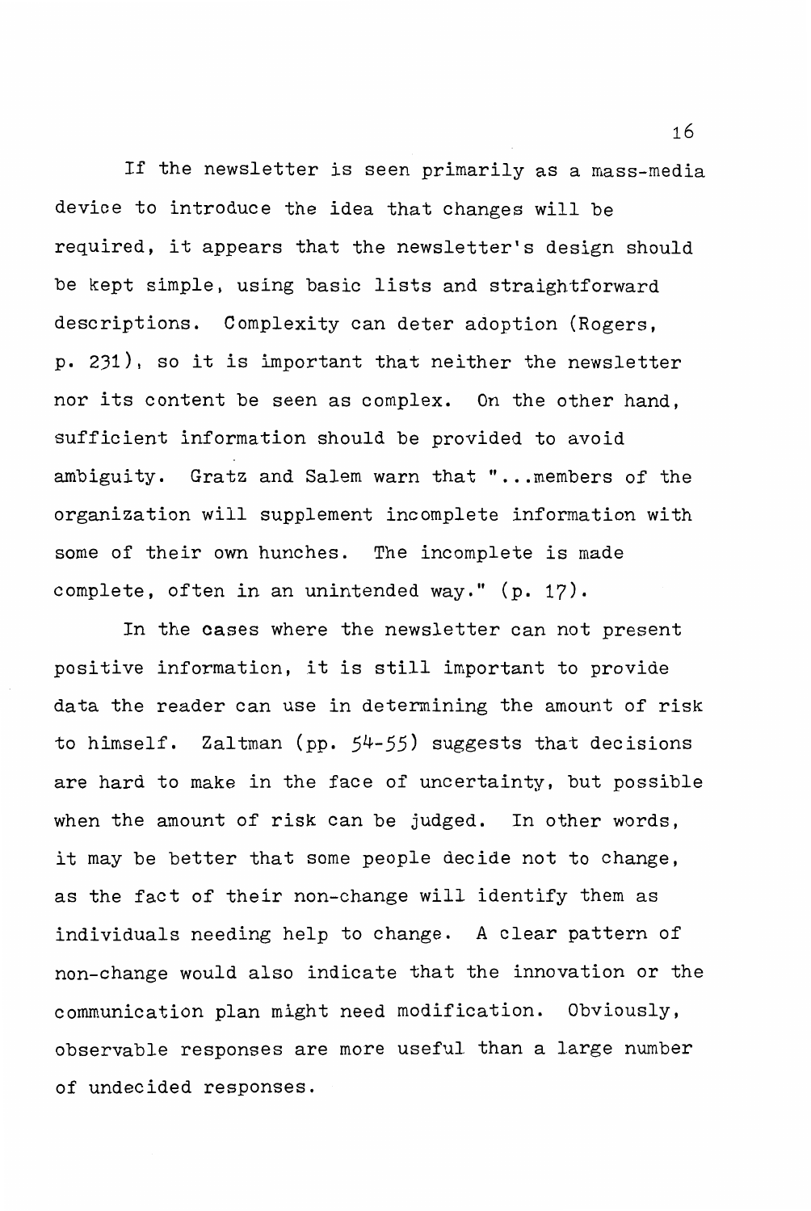If the newsletter is seen primarily as a mass-media device to introduce the idea that changes will be required, it appears that the newsletter's design should be kept simple, using basic lists and straightforward descriptions. Complexity can deter adoption (Rogers, p. 231), so it is important that neither the newsletter nor its content be seen as complex. On the other hand, sufficient information should be provided to avoid ambiguity. Gratz and Salem warn that "...members of the organization will supplement incomplete information with some of their own hunches. The incomplete is made complete, often in an unintended way." (p. 17).

In the cases where the newsletter can not present positive information, it is still important to provide data the reader can use in determining the amount of risk to himself. Zaltman (pp. 54-55) suggests that decisions are hard to make in the face of uncertainty, but possible when the amount of risk can be judged. In other words, it may be better that some people decide not to change, as the fact of their non-change will identify them as individuals needing help to change. A clear pattern of non-change would also indicate that the innovation or the communication plan might need modification. Obviously, observable responses are more useful than a large number of undecided responses.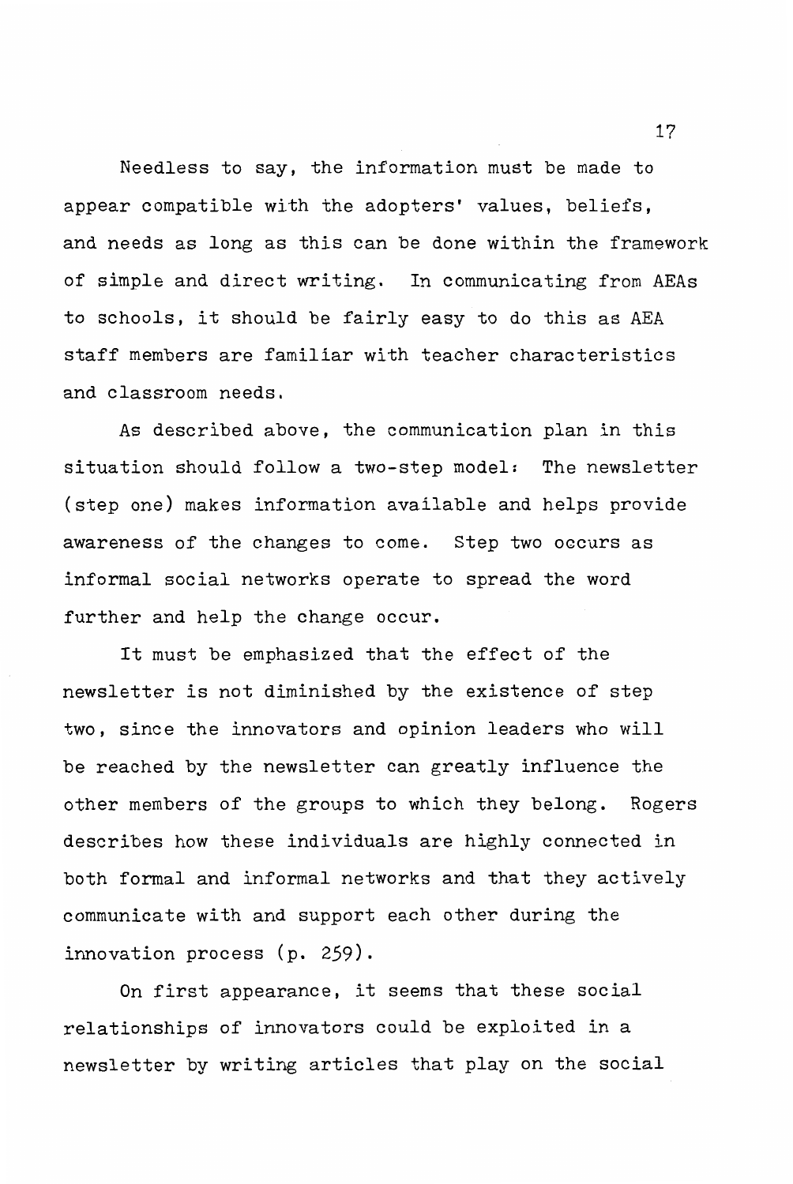Needless to say, the information must be made to appear compatible with the adopters' values, beliefs, and needs as long as this can be done within the framework of simple and direct writing. In communicating from AEAs to schools, it should be fairly easy to do this as AEA staff members are familiar with teacher characteristics and classroom needs.

As described above, the communication plan in this situation should follow a two-step model: The newsletter (step one) makes information available and helps provide awareness of the changes to come. Step two occurs as informal social networks operate to spread the word further and help the change occur.

It must be emphasized that the effect of the newsletter is not diminished by the existence of step two, since the innovators and opinion leaders who will be reached by the newsletter can greatly influence the other members of the groups to which they belong. Rogers describes how these individuals are highly connected in both formal and informal networks and that they actively communicate with and support each other during the innovation process (p. 259).

On first appearance, it seems that these social relationships of innovators could be exploited in a newsletter by writing articles that play on the social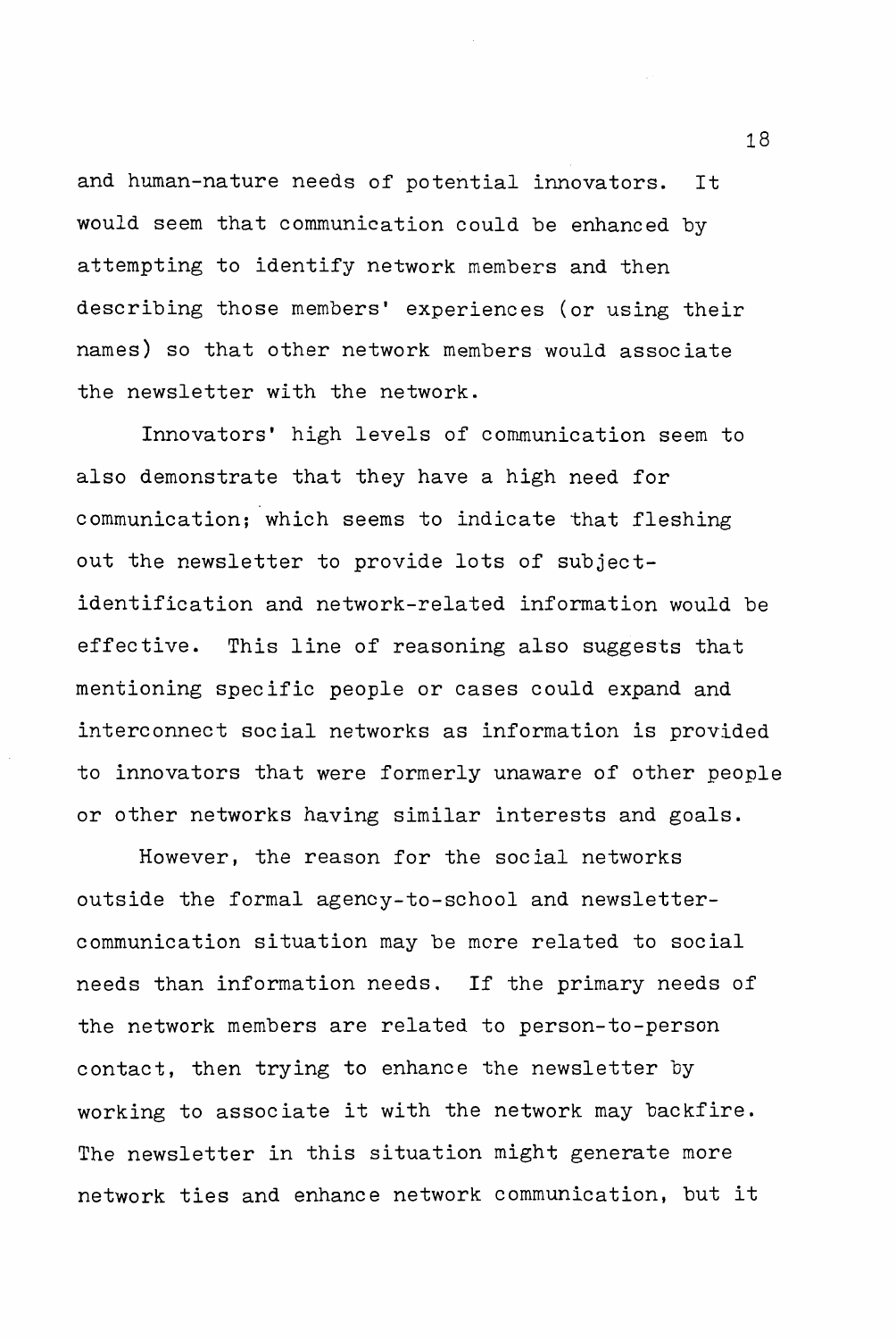and human-nature needs of potential innovators. It would seem that communication could be enhanced by attempting to identify network members and then describing those members' experiences (or using their names) so that other network members would associate the newsletter with the network.

Innovators' high levels of communication seem to also demonstrate that they have a high need for communication; which seems to indicate that fleshing out the newsletter to provide lots of subject-identification and network-related information would be effective. This line of reasoning also suggests that mentioning specific people or cases could expand and interconnect social networks as information is provided to innovators that were formerly unaware of other people or other networks having similar interests and goals.

However, the reason for the social networks outside the formal agency-to-school and newsletter-communication situation may be more related to social needs than information needs. If the primary needs of the network members are related to person-to-person contact, then trying to enhance the newsletter by working to associate it with the network may backfire. The newsletter in this situation might generate more network ties and enhance network communication, but it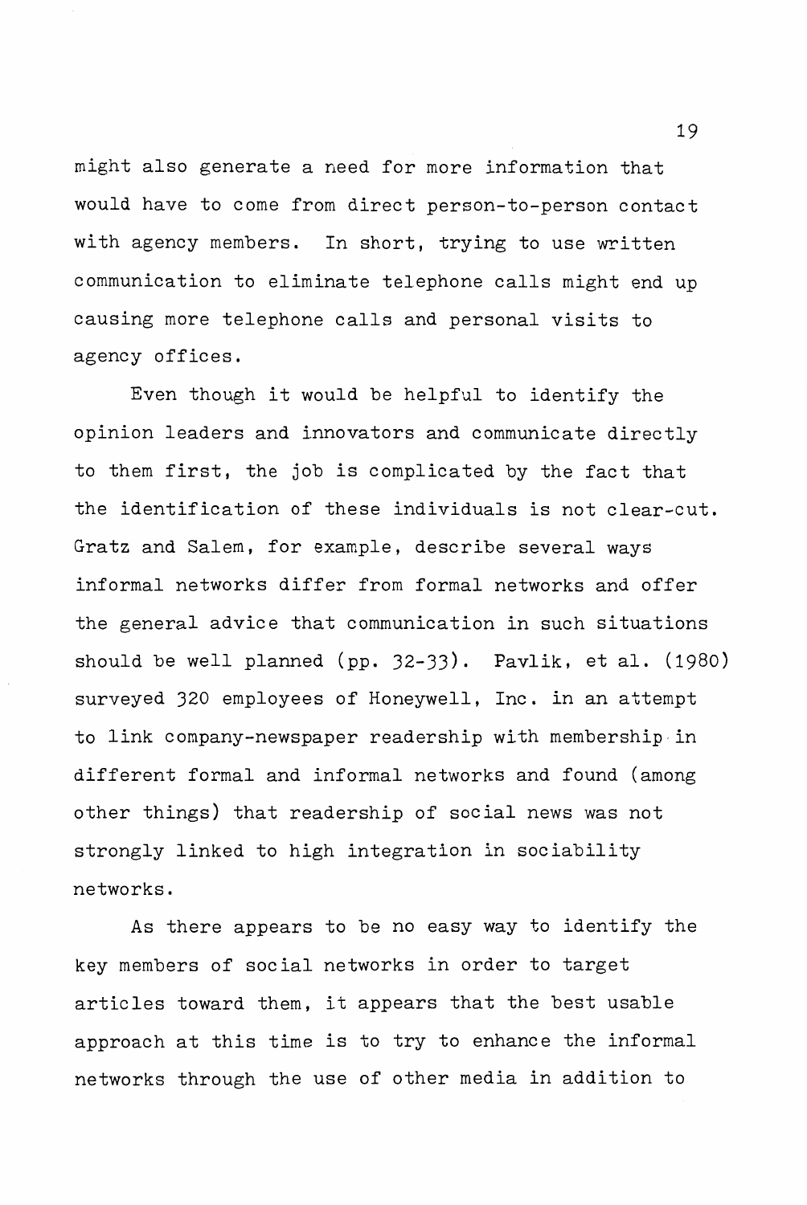might also generate a need for more information that would have to come from direct person-to-person contact with agency members. In short, trying to use written communication to eliminate telephone calls might end up causing more telephone calls and personal visits to agency offices.

Even though it would be helpful to identify the opinion leaders and innovators and communicate directly to them first, the job is complicated by the fact that the identification of these individuals is not clear-cut. Gratz and Salem, for example, describe several ways informal networks differ from formal networks and offer the general advice that communication in such situations should be well planned (pp. 32-33). Pavlik, et al. (1980) surveyed 320 employees of Honeywell, Inc. in an attempt to link company-newspaper readership with membership in different formal and informal networks and found (among other things) that readership of social news was not strongly linked to high integration in sociability networks.

As there appears to be no easy way to identify the key members of social networks in order to target articles toward them, it appears that the best usable approach at this time is to try to enhance the informal networks through the use of other media in addition to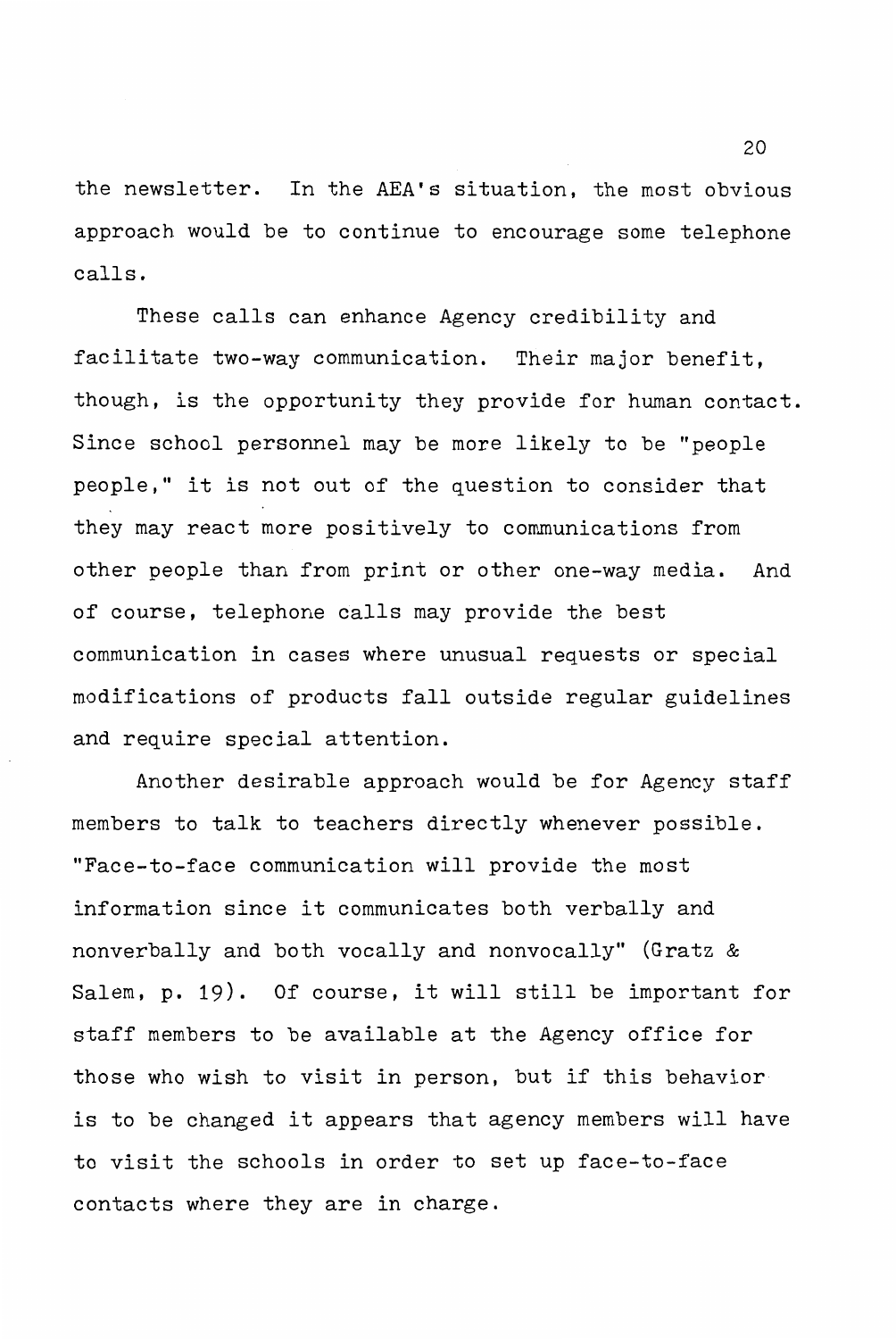the newsletter. In the AEA's situation, the most obvious approach would be to continue to encourage some telephone calls.

These calls can enhance Agency credibility and facilitate two-way communication. Their major benefit, though, is the opportunity they provide for human contact. Since school personnel may be more likely to be "people people," it is not out of the question to consider that they may react more positively to communications from other people than from print or other one-way media. And of course, telephone calls may provide the best communication in cases where unusual requests or special modifications of products fall outside regular guidelines and require special attention.

Another desirable approach would be for Agency staff members to talk to teachers directly whenever possible. "Face-to-face communication will provide the most information since it communicates both verbally and nonverbally and both vocally and nonvocally" (Gratz & Salem, p. 19). Of course, it will still be important for staff members to be available at the Agency office for those who wish to visit in person, but if this behavior is to be changed it appears that agency members will have to visit the schools in order to set up face-to-face contacts where they are in charge.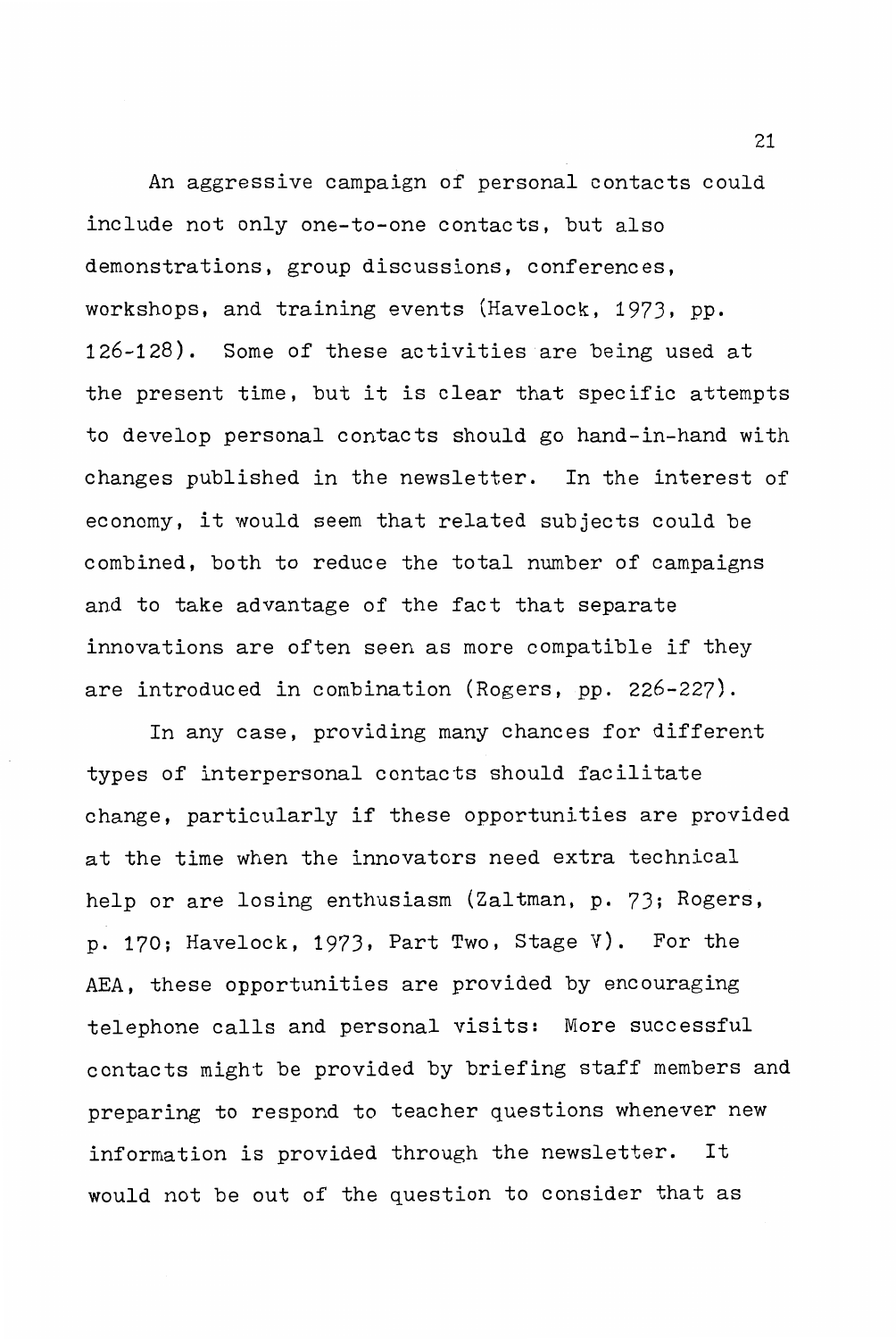An aggressive campaign of personal contacts could include not only one-to-one contacts, but also demonstrations, group discussions, conferences, workshops, and training events (Havelock, 1973, pp. 126-128). Some of these activities are being used at the present time, but it is clear that specific attempts to develop personal contacts should go hand-in-hand with changes published in the newsletter. In the interest of economy, it would seem that related subjects could be combined, both to reduce the total number of campaigns and to take advantage of the fact that separate innovations are often seen as more compatible if they are introduced in combination (Rogers, pp. 226-227).

In any case, providing many chances for different types of interpersonal contacts should facilitate change, particularly if these opportunities are provided at the time when the innovators need extra technical help or are losing enthusiasm (Zaltman, p. 73; Rogers, p. 170; Havelock, 1973, Part Two, Stage V). For the AEA, these opportunities are provided by encouraging telephone calls and personal visits: More successful contacts might be provided by briefing staff members and preparing to respond to teacher questions whenever new information is provided through the newsletter. It would not be out of the question to consider that as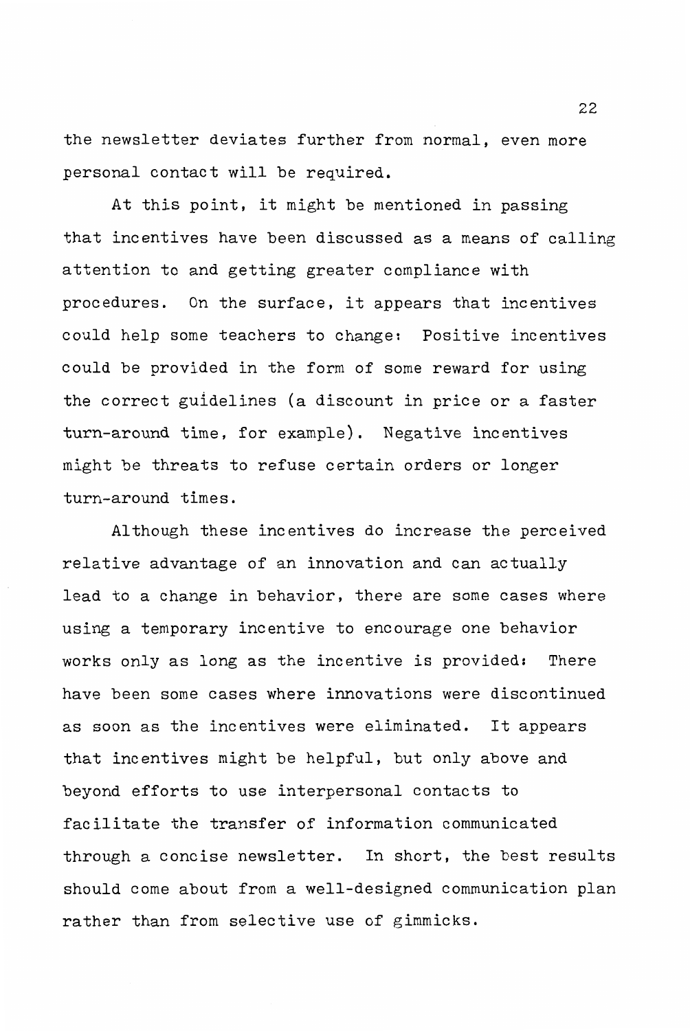the newsletter deviates further from normal, even more personal contact will be required.

At this point, it might be mentioned in passing that incentives have been discussed as a means of calling attention to and getting greater compliance with procedures. On the surface, it appears that incentives could help some teachers to change: Positive incentives could be provided in the form of some reward for using the correct guidelines (a discount in price or a faster turn-around time, for example). Negative incentives might be threats to refuse certain orders or longer turn-around times.

Although these incentives do increase the perceived relative advantage of an innovation and can actually lead to a change in behavior, there are some cases where using a temporary incentive to encourage one behavior works only as long as the incentive is provided: There have been some cases where innovations were discontinued as soon as the incentives were eliminated. It appears that incentives might be helpful, but only above and beyond efforts to use interpersonal contacts to facilitate the transfer of information communicated through a concise newsletter. In short, the best results should come about from a well-designed communication plan rather than from selective use of gimmicks.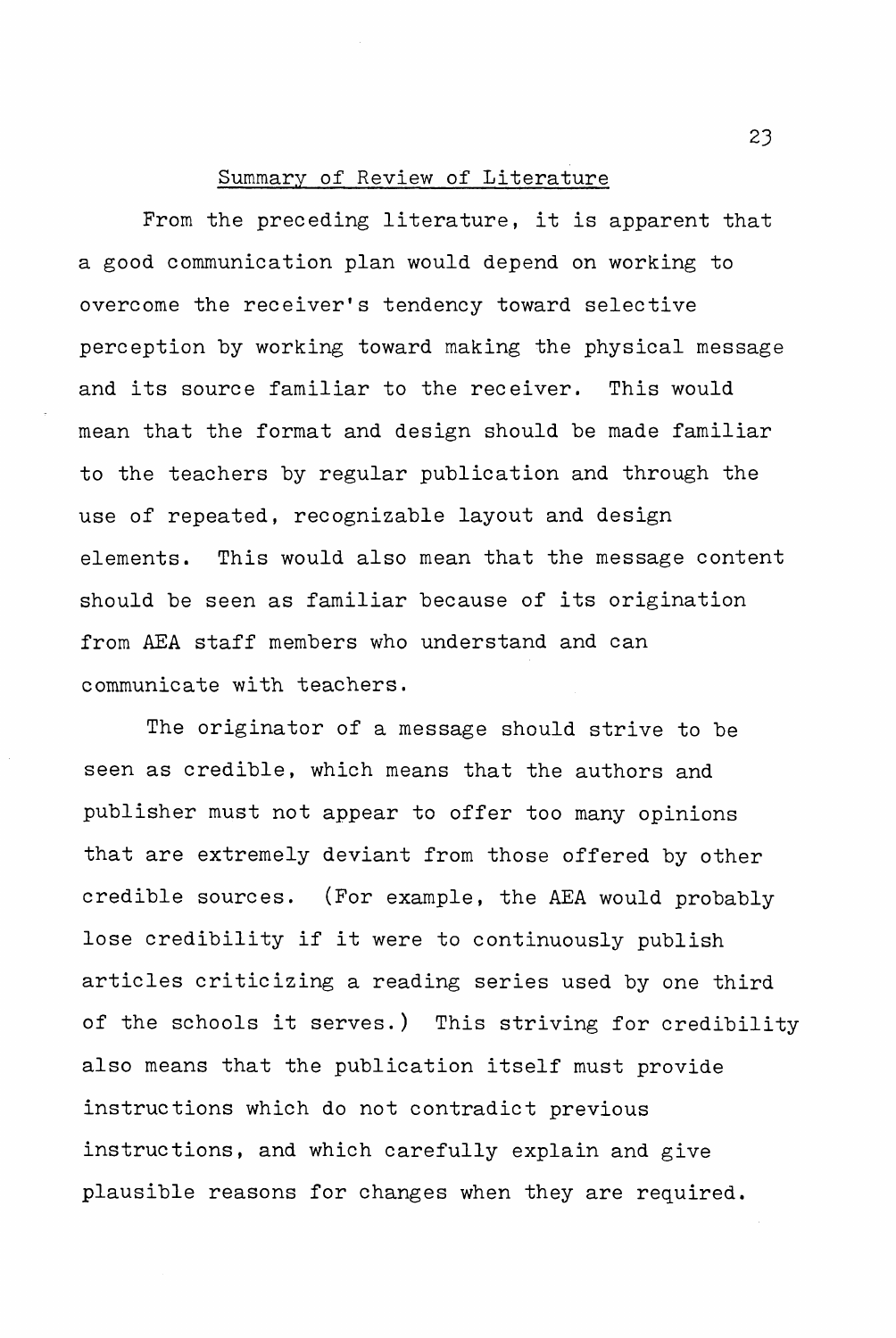## Summary of Review of Literature

From the preceding literature, it is apparent that a good communication plan would depend on working to overcome the receiver's tendency toward selective perception by working toward making the physical message and its source familiar to the receiver. This would mean that the format and design should be made familiar to the teachers by regular publication and through the use of repeated, recognizable layout and design elements. This would also mean that the message content should be seen as familiar because of its origination from AEA staff members who understand and can communicate with teachers.

The originator of a message should strive to be seen as credible, which means that the authors and publisher must not appear to offer too many opinions that are extremely deviant from those offered by other credible sources. (For example, the AEA would probably lose credibility if it were to continuously publish articles criticizing a reading series used by one third of the schools it serves.) This striving for credibility also means that the publication itself must provide instructions which do not contradict previous instructions, and which carefully explain and give plausible reasons for changes when they are required.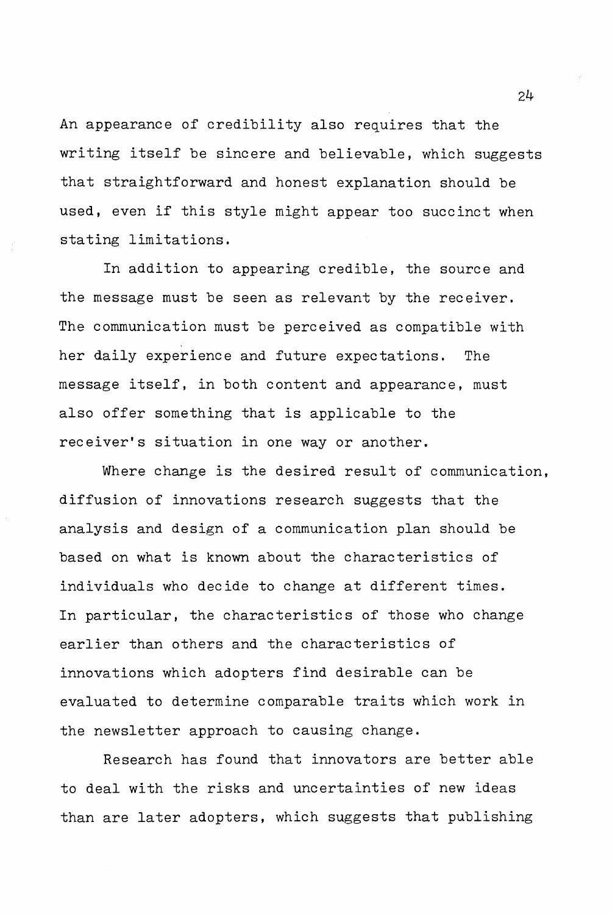An appearance of credibility also requires that the writing itself be sincere and believable, which suggests that straightforward and honest explanation should be used, even if this style might appear too succinct when stating limitations.

In addition to appearing credible, the source and the message must be seen as relevant by the receiver. The communication must be perceived as compatible with her daily experience and future expectations. The message itself, in both content and appearance, must also offer something that is applicable to the receiver's situation in one way or another.

Where change is the desired result of communication, diffusion of innovations research suggests that the analysis and design of a communication plan should be based on what is known about the characteristics of individuals who decide to change at different times. In particular, the characteristics of those who change earlier than others and the characteristics of innovations which adopters find desirable can be evaluated to determine comparable traits which work in the newsletter approach to causing change.

Research has found that innovators are better able to deal with the risks and uncertainties of new ideas than are later adopters, which suggests that publishing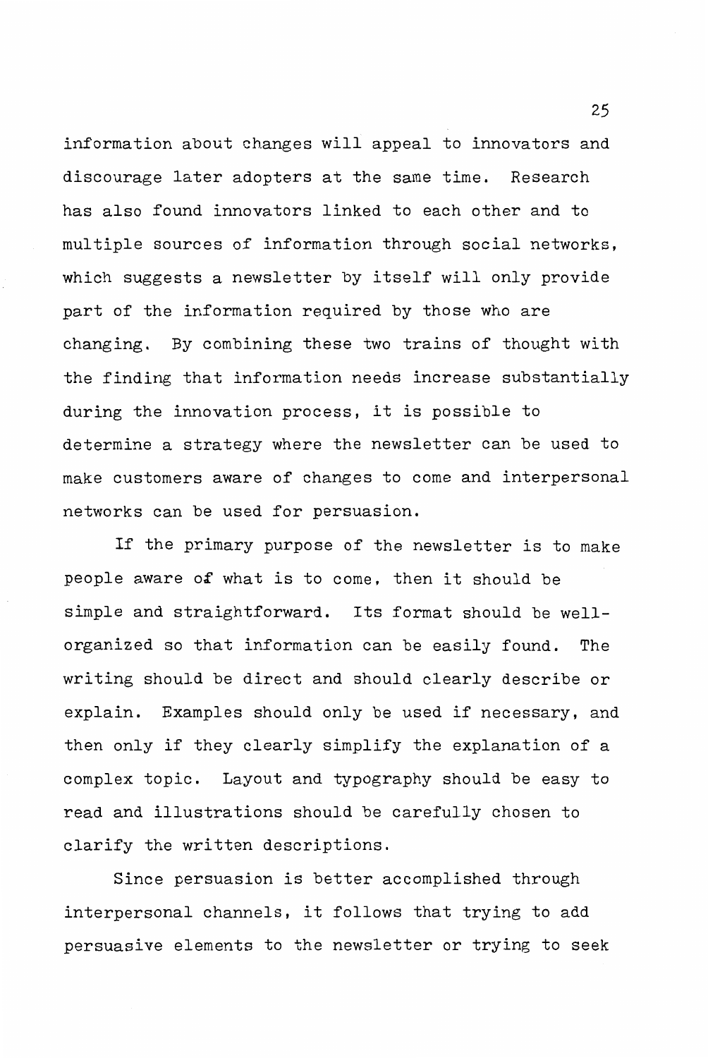information about changes will appeal to innovators and discourage later adopters at the same time. Research has also found innovators linked to each other and to multiple sources of information through social networks, which suggests a newsletter by itself will only provide part of the information required by those who are changing. By combining these two trains of thought with the finding that information needs increase substantially during the innovation process, it is possible to determine a strategy where the newsletter can be used to make customers aware of changes to come and interpersonal networks can be used for persuasion.

If the primary purpose of the newsletter is to make people aware of what is to come, then it should be simple and straightforward. Its format should be well-organized so that information can be easily found. The writing should be direct and should clearly describe or explain. Examples should only be used if necessary, and then only if they clearly simplify the explanation of a complex topic. Layout and typography should be easy to read and illustrations should be carefully chosen to clarify the written descriptions.

Since persuasion is better accomplished through interpersonal channels, it follows that trying to add persuasive elements to the newsletter or trying to seek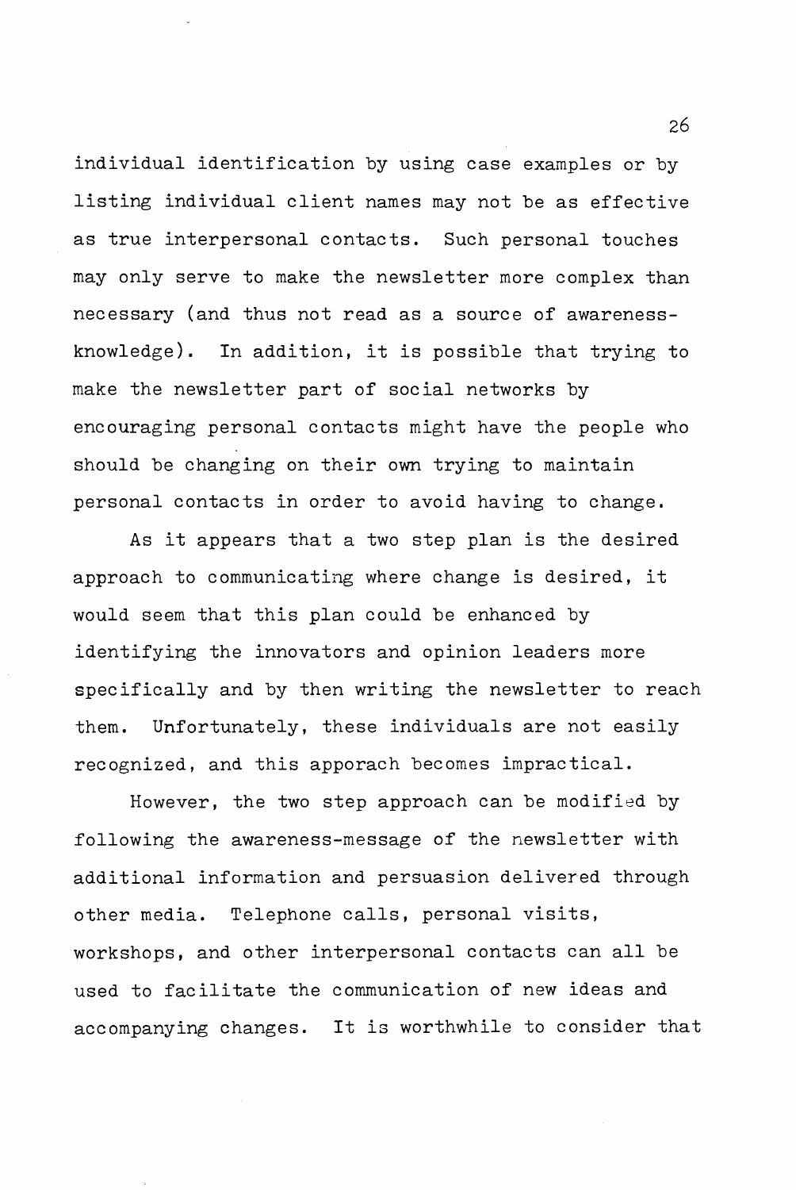individual identification by using case examples or by listing individual client names may not be as effective as true interpersonal contacts. Such personal touches may only serve to make the newsletter more complex than necessary (and thus not read as a source of awareness-knowledge). In addition, it is possible that trying to make the newsletter part of social networks by encouraging personal contacts might have the people who should be changing on their own trying to maintain personal contacts in order to avoid having to change.

As it appears that a two step plan is the desired approach to communicating where change is desired, it would seem that this plan could be enhanced by identifying the innovators and opinion leaders more specifically and by then writing the newsletter to reach them. Unfortunately, these individuals are not easily recognized, and this apporach becomes impractical.

However, the two step approach can be modified by following the awareness-message of the newsletter with additional information and persuasion delivered through other media. Telephone calls, personal visits, workshops, and other interpersonal contacts can all be used to facilitate the communication of new ideas and accompanying changes. It is worthwhile to consider that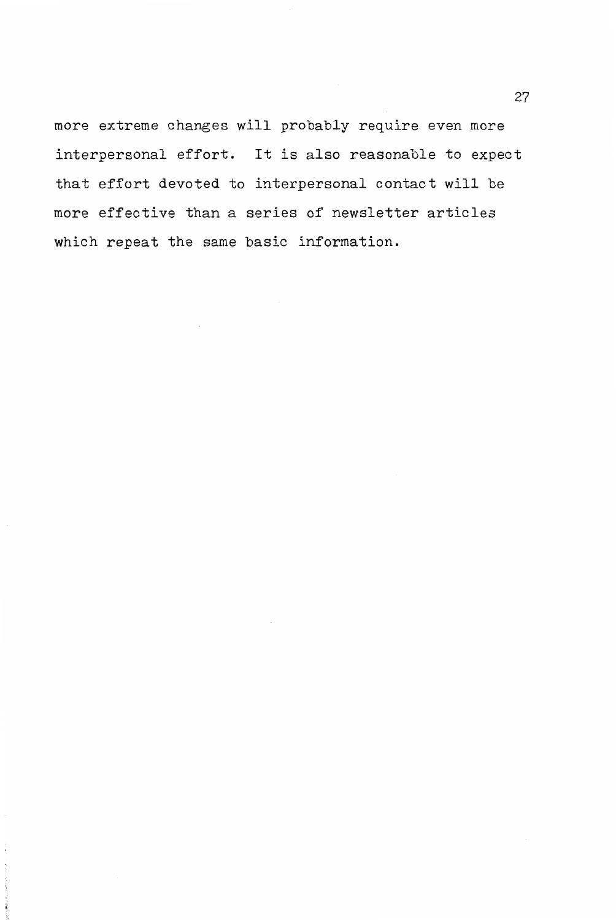more extreme changes will probably require even more interpersonal effort. It is also reasonable to expect that effort devoted to interpersonal contact will be more effective than a series of newsletter articles which repeat the same basic information.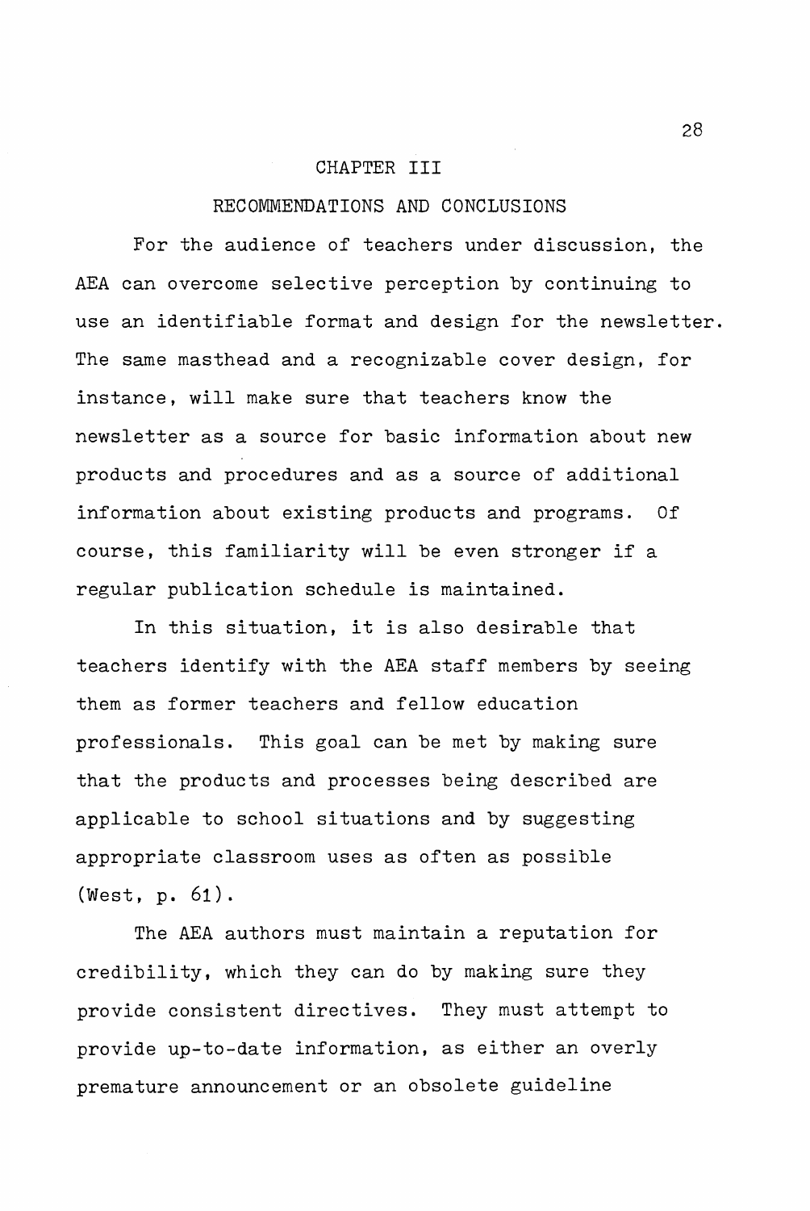# CHAPTER III

## RECOMMENDATIONS AND CONCLUSIONS

For the audience of teachers under discussion, the AEA can overcome selective perception by continuing to use an identifiable format and design for the newsletter. The same masthead and a recognizable cover design, for instance, will make sure that teachers know the newsletter as a source for basic information about new products and procedures and as a source of additional information about existing products and programs. Of course, this familiarity will be even stronger if a regular publication schedule is maintained.

In this situation, it is also desirable that teachers identify with the AEA staff members by seeing them as former teachers and fellow education professionals. This goal can be met by making sure that the products and processes being described are applicable to school situations and by suggesting appropriate classroom uses as often as possible (West, p. 61).

The AEA authors must maintain a reputation for credibility, which they can do by making sure they provide consistent directives. They must attempt to provide up-to-date information, as either an overly premature announcement or an obsolete guideline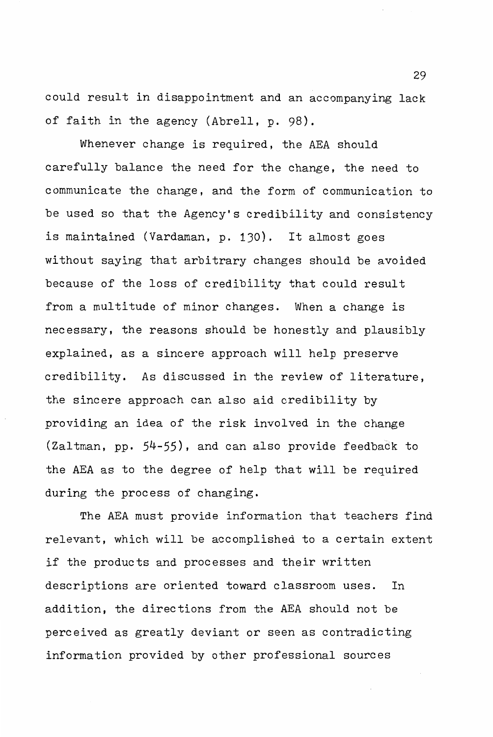could result in disappointment and an accompanying lack of faith in the agency (Abrell, p. 98).

Whenever change is required, the AEA should carefully balance the need for the change, the need to communicate the change, and the form of communication to be used so that the Agency's credibility and consistency is maintained (Vardaman, p. 130). It almost goes without saying that arbitrary changes should be avoided because of the loss of credibility that could result from a multitude of minor changes. When a change is necessary, the reasons should be honestly and plausibly explained, as a sincere approach will help preserve credibility. As discussed in the review of literature, the sincere approach can also aid credibility by providing an idea of the risk involved in the change (Zaltman, pp. 54-55), and can also provide feedback to the AEA as to the degree of help that will be required during the process of changing.

The AEA must provide information that teachers find relevant, which will be accomplished to a certain extent if the products and processes and their written descriptions are oriented toward classroom uses. In addition, the directions from the AEA should not be perceived as greatly deviant or seen as contradicting information provided by other professional sources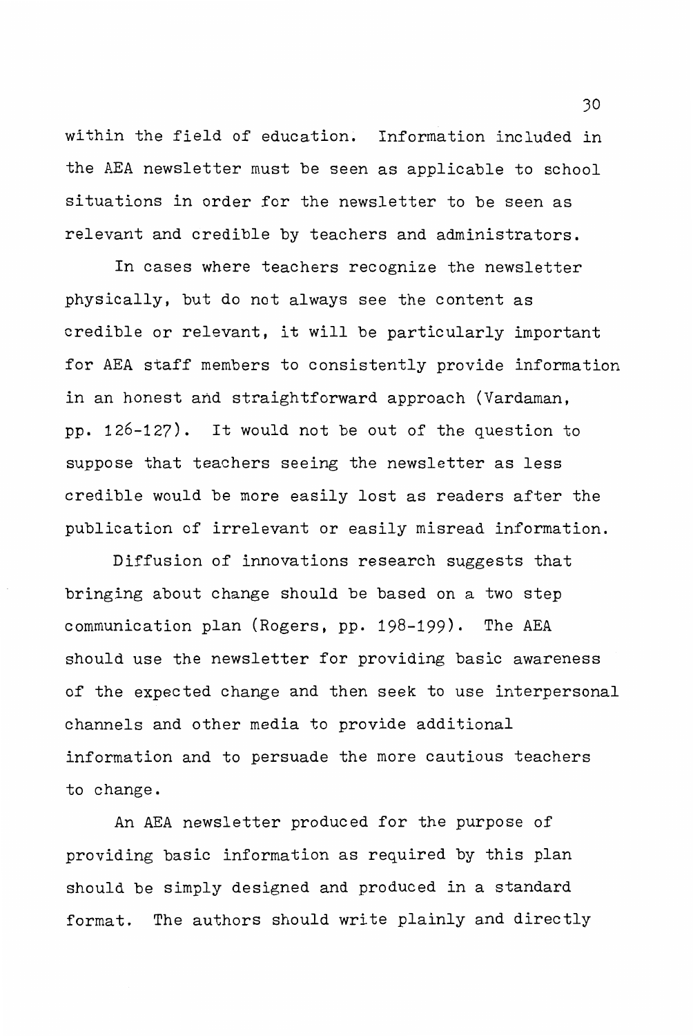within the field of education. Information included in the AEA newsletter must be seen as applicable to school situations in order for the newsletter to be seen as relevant and credible by teachers and administrators.

In cases where teachers recognize the newsletter physically, but do not always see the content as credible or relevant, it will be particularly important for AEA staff members to consistently provide information in an honest and straightforward approach (Vardaman, pp. 126-127). It would not be out of the question to suppose that teachers seeing the newsletter as less credible would be more easily lost as readers after the publication of irrelevant or easily misread information.

Diffusion of innovations research suggests that bringing about change should be based on a two step communication plan (Rogers, pp. 198-199). The AEA should use the newsletter for providing basic awareness of the expected change and then seek to use interpersonal channels and other media to provide additional information and to persuade the more cautious teachers to change.

An AEA newsletter produced for the purpose of providing basic information as required by this plan should be simply designed and produced in a standard format. The authors should write plainly and directly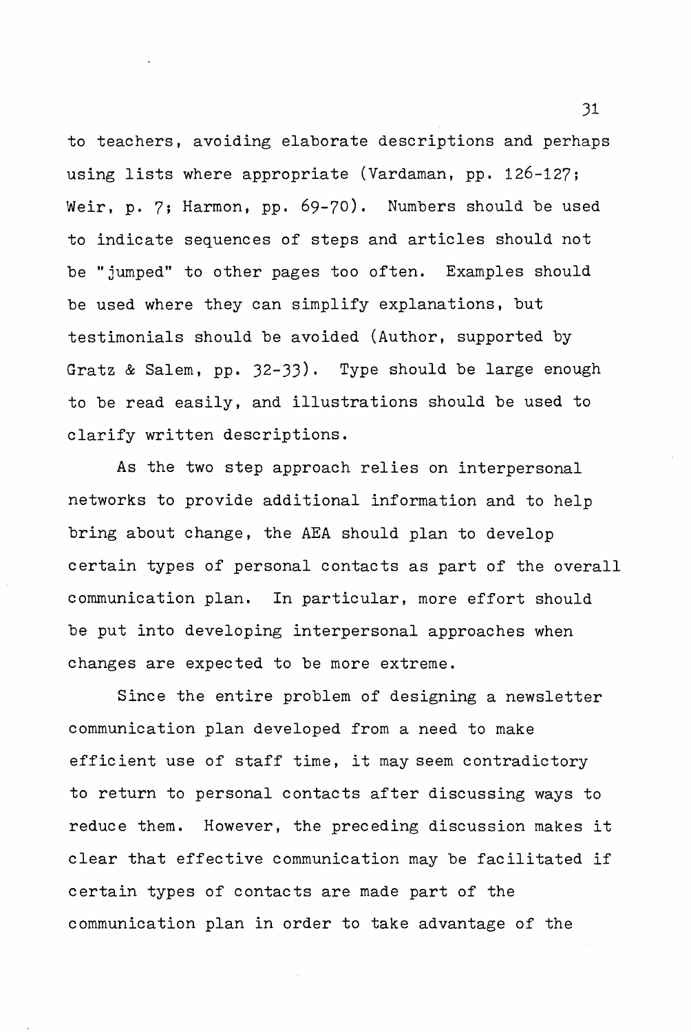to teachers, avoiding elaborate descriptions and perhaps using lists where appropriate (Vardaman, pp. 126-127; Weir, p. 7; Harmon, pp. 69-70). Numbers should be used to indicate sequences of steps and articles should not be "jumped" to other pages too often. Examples should be used where they can simplify explanations, but testimonials should be avoided (Author, supported by Gratz & Salem, pp. 32-33). Type should be large enough to be read easily, and illustrations should be used to clarify written descriptions.

As the two step approach relies on interpersonal networks to provide additional information and to help bring about change, the AEA should plan to develop certain types of personal contacts as part of the overall communication plan. In particular, more effort should be put into developing interpersonal approaches when changes are expected to be more extreme.

Since the entire problem of designing a newsletter communication plan developed from a need to make efficient use of staff time, it may seem contradictory to return to personal contacts after discussing ways to reduce them. However, the preceding discussion makes it clear that effective communication may be facilitated if certain types of contacts are made part of the communication plan in order to take advantage of the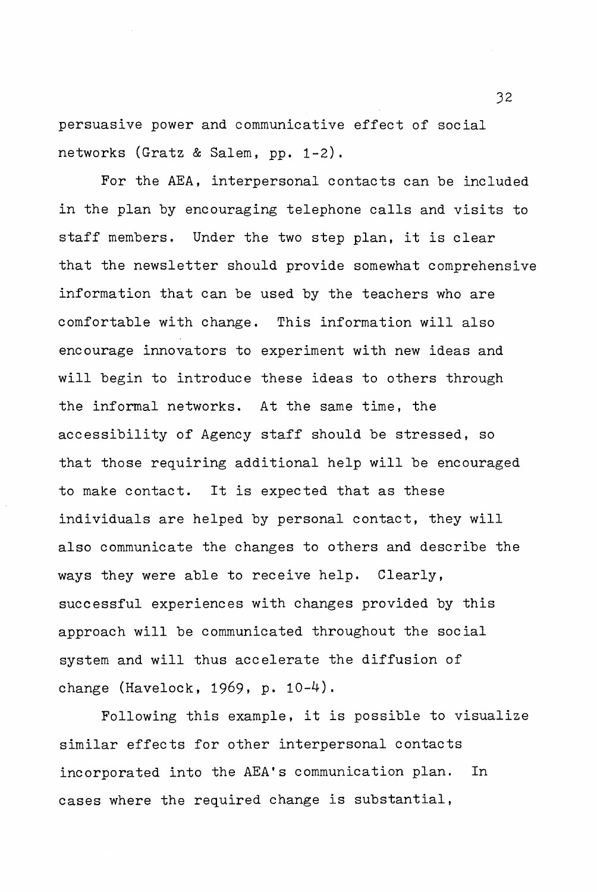persuasive power and communicative effect of social networks (Gratz & Salem, pp. 1-2).

For the AEA, interpersonal contacts can be included in the plan by encouraging telephone calls and visits to staff members. Under the two step plan, it is clear that the newsletter should provide somewhat comprehensive information that can be used by the teachers who are comfortable with change. This information will also encourage innovators to experiment with new ideas and will begin to introduce these ideas to others through the informal networks. At the same time, the accessibility of Agency staff should be stressed, so that those requiring additional help will be encouraged to make contact. It is expected that as these individuals are helped by personal contact, they will also communicate the changes to others and describe the ways they were able to receive help. Clearly, successful experiences with changes provided by this approach will be communicated throughout the social system and will thus accelerate the diffusion of change (Havelock, 1969, p. 10-4).

Following this example, it is possible to visualize similar effects for other interpersonal contacts incorporated into the AEA's communication plan. In cases where the required change is substantial,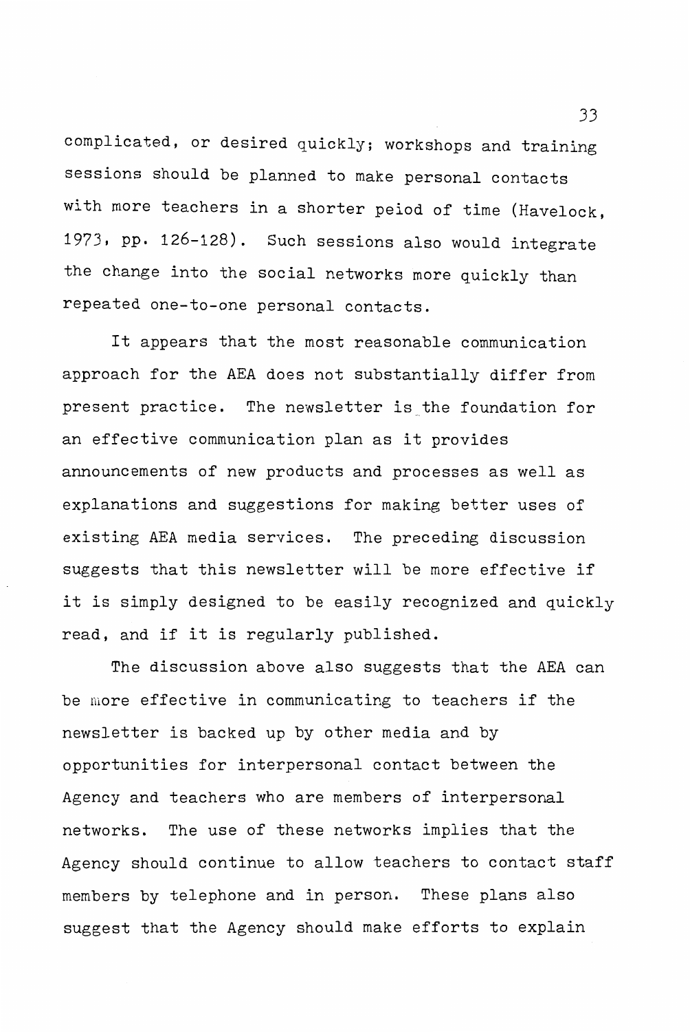complicated, or desired quickly; workshops and training sessions should be planned to make personal contacts with more teachers in a shorter peiod of time (Havelock, 1973, pp. 126-128). Such sessions also would integrate the change into the social networks more quickly than repeated one-to-one personal contacts.

It appears that the most reasonable communication approach for the AEA does not substantially differ from present practice. The newsletter is the foundation for an effective communication plan as it provides announcements of new products and processes as well as explanations and suggestions for making better uses of existing AEA media services. The preceding discussion suggests that this newsletter will be more effective if it is simply designed to be easily recognized and quickly read, and if it is regularly published.

The discussion above also suggests that the AEA can be more effective in communicating to teachers if the newsletter is backed up by other media and by opportunities for interpersonal contact between the Agency and teachers who are members of interpersonal networks. The use of these networks implies that the Agency should continue to allow teachers to contact staff members by telephone and in person. These plans also suggest that the Agency should make efforts to explain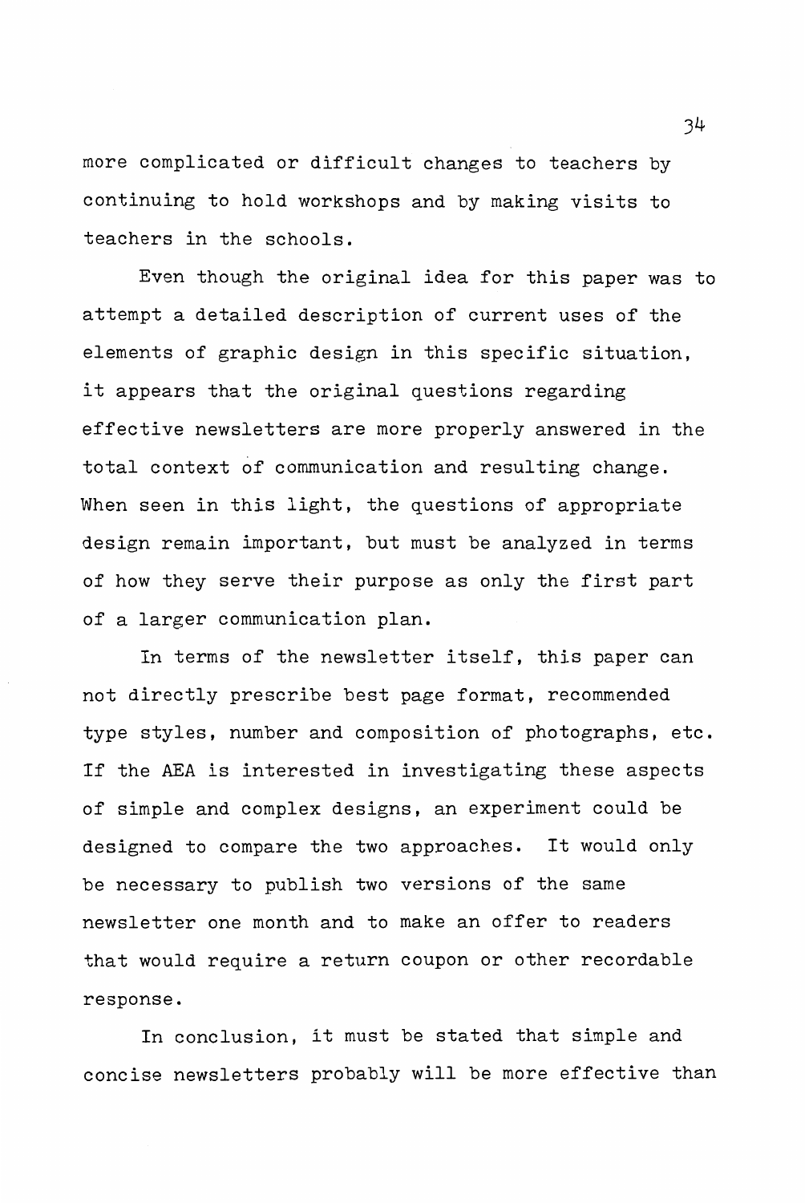more complicated or difficult changes to teachers by continuing to hold workshops and by making visits to teachers in the schools.

Even though the original idea for this paper was to attempt a detailed description of current uses of the elements of graphic design in this specific situation, it appears that the original questions regarding effective newsletters are more properly answered in the total context of communication and resulting change. When seen in this light, the questions of appropriate design remain important, but must be analyzed in terms of how they serve their purpose as only the first part of a larger communication plan.

In terms of the newsletter itself, this paper can not directly prescribe best page format, recommended type styles, number and composition of photographs, etc. If the AEA is interested in investigating these aspects of simple and complex designs, an experiment could be designed to compare the two approaches. It would only be necessary to publish two versions of the same newsletter one month and to make an offer to readers that would require a return coupon or other recordable response.

In conclusion, it must be stated that simple and concise newsletters probably will be more effective than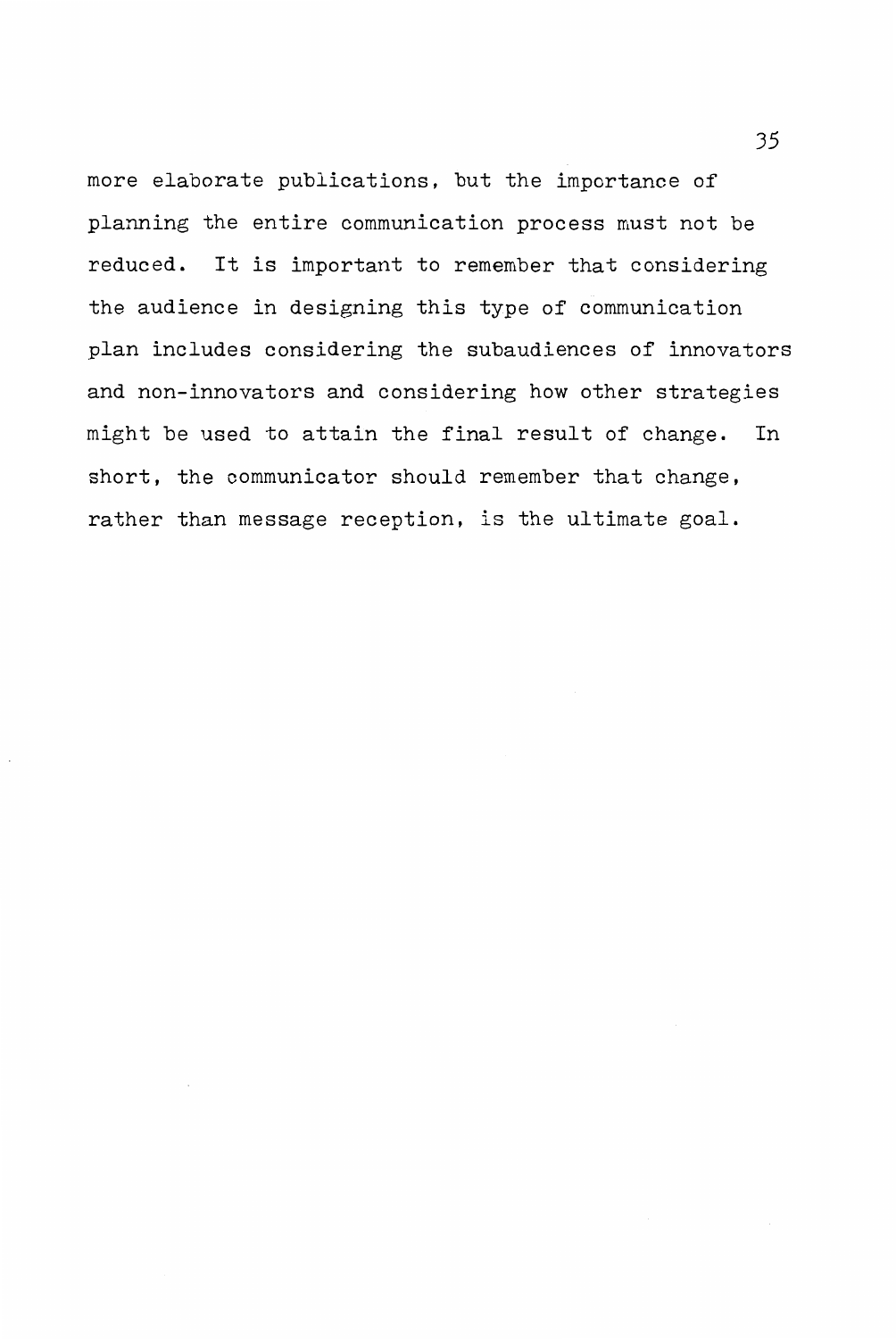more elaborate publications, but the importance of planning the entire communication process must not be reduced. It is important to remember that considering the audience in designing this type of communication plan includes considering the subaudiences of innovators and non-innovators and considering how other strategies might be used to attain the final result of change. In short, the communicator should remember that change, rather than message reception, is the ultimate goal.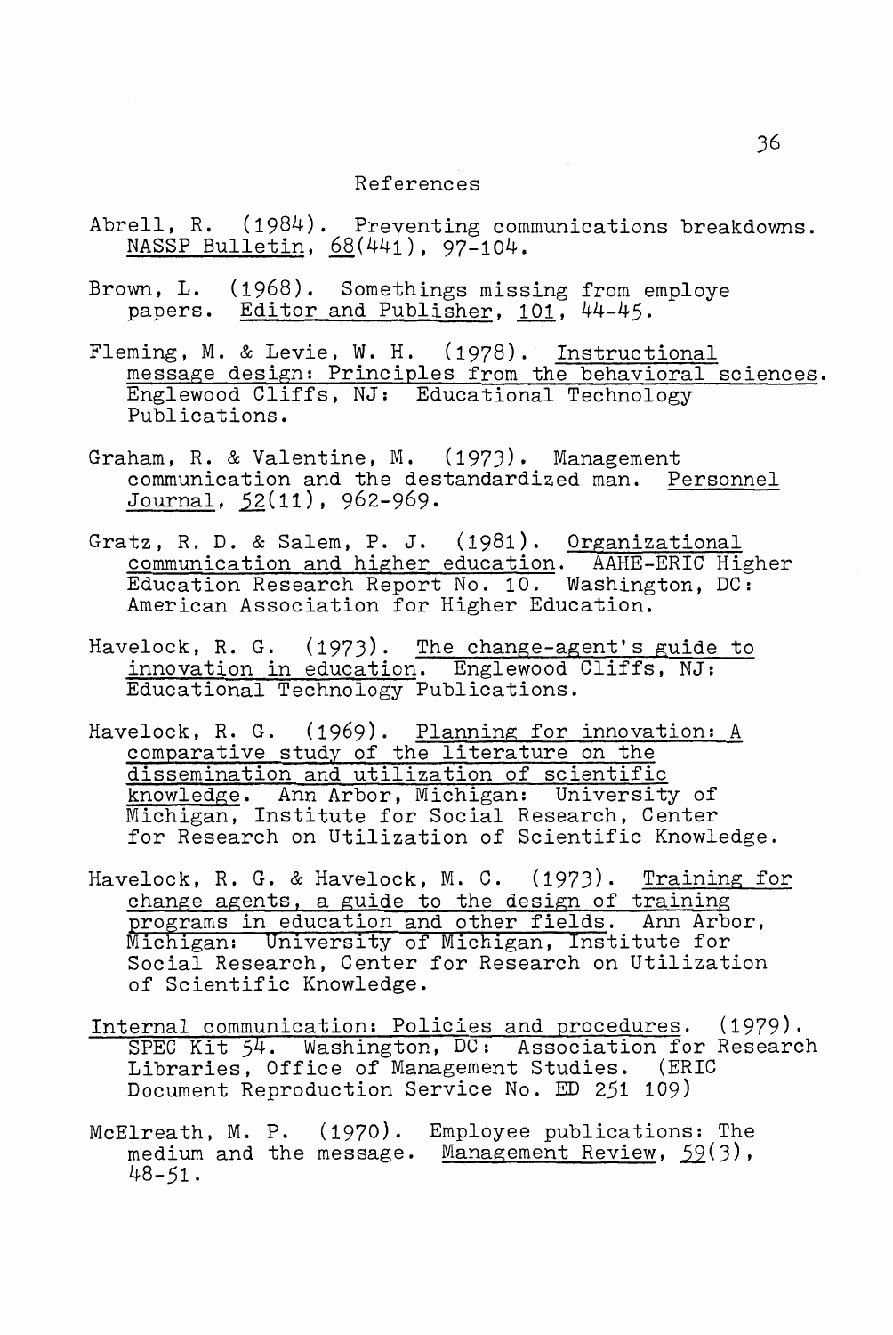# References

Abrell, R. (1984). Preventing communications breakdowns. *NASSP Bulletin*, *68*(441), 97-104.

Brown, L. (1968). Somethings missing from employe papers. *Editor and Publisher*, *101*, 44-45.

Fleming, M. & Levie, W. H. (1978). *Instructional message design: Principles from the behavioral sciences*. Englewood Cliffs, NJ: Educational Technology Publications.

Graham, R. & Valentine, M. (1973). Management communication and the destandardized man. *Personnel Journal*, *52*(11), 962-969.

Gratz, R. D. & Salem, P. J. (1981). *Organizational communication and higher education*. AAHE-ERIC Higher Education Research Report No. 10. Washington, DC: American Association for Higher Education.

Havelock, R. G. (1973). *The change-agent's guide to innovation in education*. Englewood Cliffs, NJ: Educational Technology Publications.

Havelock, R. G. (1969). *Planning for innovation: A comparative study of the literature on the dissemination and utilization of scientific knowledge*. Ann Arbor, Michigan: University of Michigan, Institute for Social Research, Center for Research on Utilization of Scientific Knowledge.

Havelock, R. G. & Havelock, M. C. (1973). *Training for change agents, a guide to the design of training programs in education and other fields*. Ann Arbor, Michigan: University of Michigan, Institute for Social Research, Center for Research on Utilization of Scientific Knowledge.

*Internal communication: Policies and procedures*. (1979). SPEC Kit 54. Washington, DC: Association for Research Libraries, Office of Management Studies. (ERIC Document Reproduction Service No. ED 251 109)

McElreath, M. P. (1970). Employee publications: The medium and the message. *Management Review*, *59*(3), 48-51.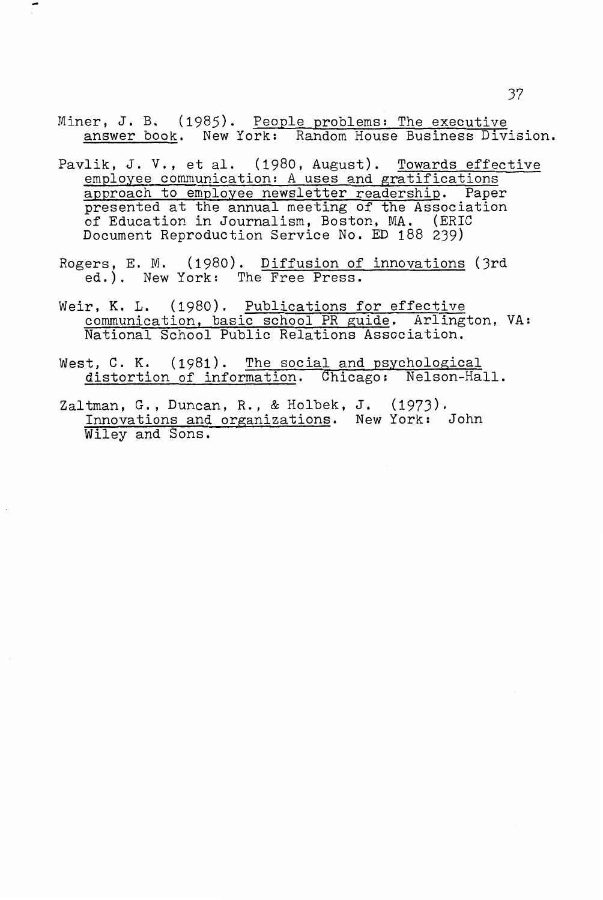Miner, J. B. (1985). People problems: The executive answer book. New York: Random House Business Division.

Pavlik, J. V., et al. (1980, August). Towards effective employee communication: A uses and gratifications approach to employee newsletter readership. Paper presented at the annual meeting of the Association of Education in Journalism, Boston, MA. (ERIC Document Reproduction Service No. ED 188 239)

Rogers, E. M. (1980). Diffusion of innovations (3rd ed.). New York: The Free Press.

Weir, K. L. (1980). Publications for effective communication, basic school PR guide. Arlington, VA: National School Public Relations Association.

West, C. K. (1981). The social and psychological distortion of information. Chicago: Nelson-Hall.

Zaltman, G., Duncan, R., & Holbek, J. (1973). Innovations and organizations. New York: John Wiley and Sons.